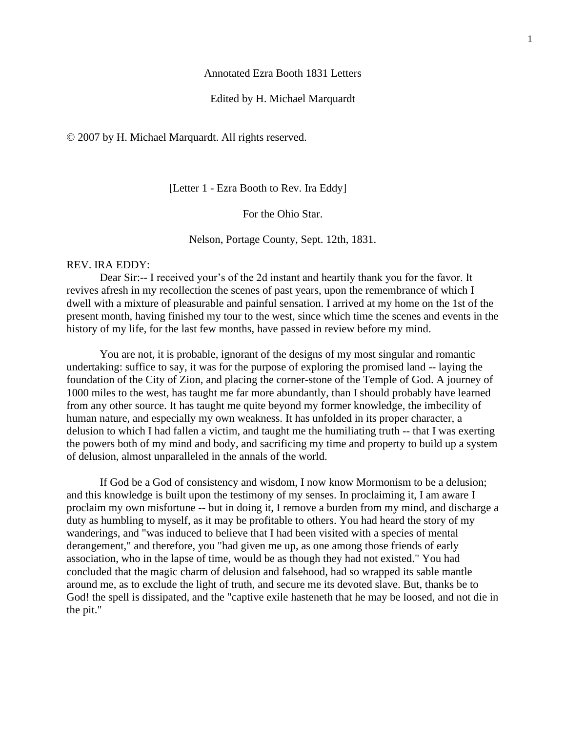# Annotated Ezra Booth 1831 Letters

Edited by H. Michael Marquardt

© 2007 by H. Michael Marquardt. All rights reserved.

[Letter 1 - Ezra Booth to Rev. Ira Eddy]

For the Ohio Star.

Nelson, Portage County, Sept. 12th, 1831.

REV. IRA EDDY:

Dear Sir:-- I received your's of the 2d instant and heartily thank you for the favor. It revives afresh in my recollection the scenes of past years, upon the remembrance of which I dwell with a mixture of pleasurable and painful sensation. I arrived at my home on the 1st of the present month, having finished my tour to the west, since which time the scenes and events in the history of my life, for the last few months, have passed in review before my mind.

You are not, it is probable, ignorant of the designs of my most singular and romantic undertaking: suffice to say, it was for the purpose of exploring the promised land -- laying the foundation of the City of Zion, and placing the corner-stone of the Temple of God. A journey of 1000 miles to the west, has taught me far more abundantly, than I should probably have learned from any other source. It has taught me quite beyond my former knowledge, the imbecility of human nature, and especially my own weakness. It has unfolded in its proper character, a delusion to which I had fallen a victim, and taught me the humiliating truth -- that I was exerting the powers both of my mind and body, and sacrificing my time and property to build up a system of delusion, almost unparalleled in the annals of the world.

If God be a God of consistency and wisdom, I now know Mormonism to be a delusion; and this knowledge is built upon the testimony of my senses. In proclaiming it, I am aware I proclaim my own misfortune -- but in doing it, I remove a burden from my mind, and discharge a duty as humbling to myself, as it may be profitable to others. You had heard the story of my wanderings, and "was induced to believe that I had been visited with a species of mental derangement," and therefore, you "had given me up, as one among those friends of early association, who in the lapse of time, would be as though they had not existed." You had concluded that the magic charm of delusion and falsehood, had so wrapped its sable mantle around me, as to exclude the light of truth, and secure me its devoted slave. But, thanks be to God! the spell is dissipated, and the "captive exile hasteneth that he may be loosed, and not die in the pit."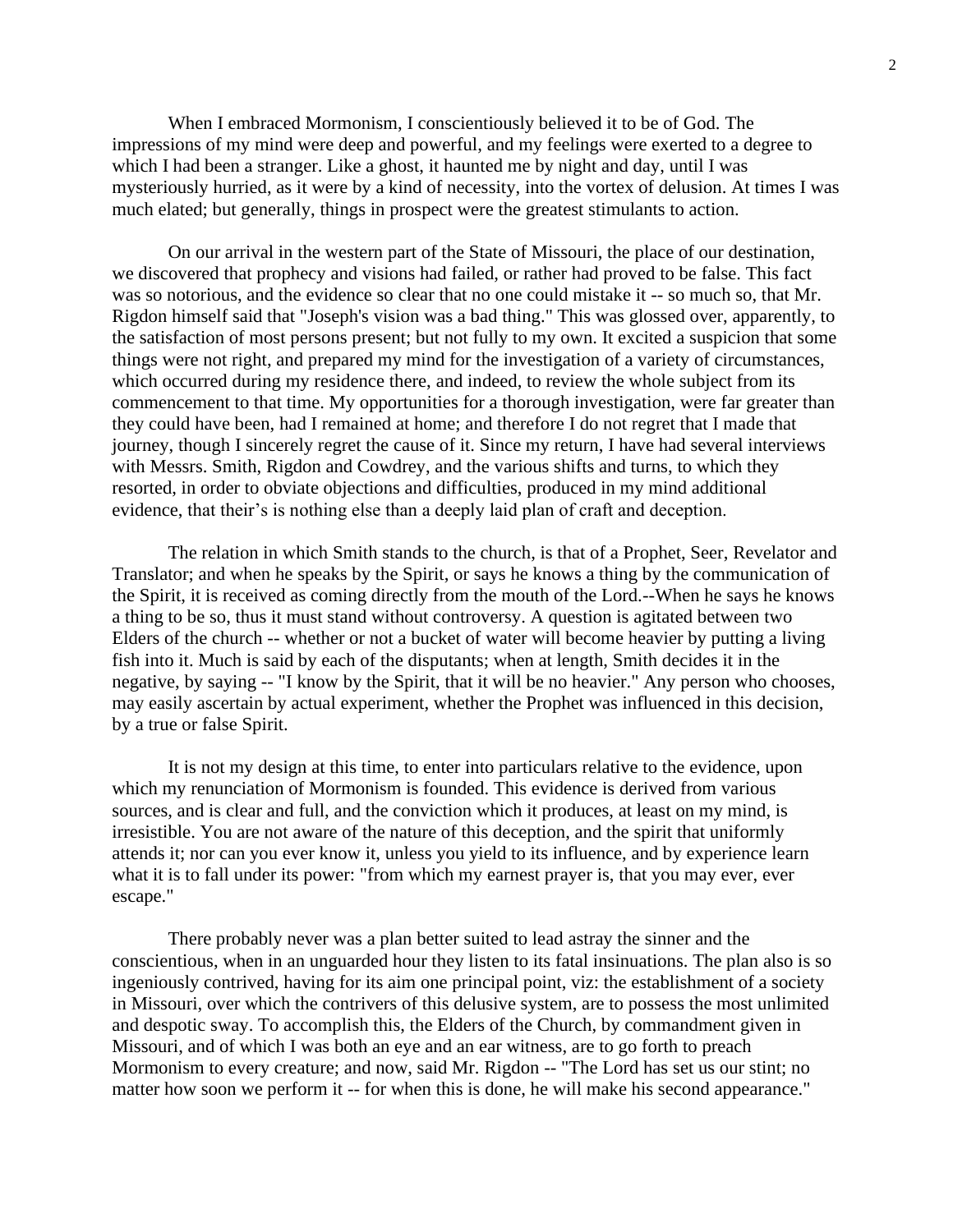When I embraced Mormonism, I conscientiously believed it to be of God. The impressions of my mind were deep and powerful, and my feelings were exerted to a degree to which I had been a stranger. Like a ghost, it haunted me by night and day, until I was mysteriously hurried, as it were by a kind of necessity, into the vortex of delusion. At times I was much elated; but generally, things in prospect were the greatest stimulants to action.

On our arrival in the western part of the State of Missouri, the place of our destination, we discovered that prophecy and visions had failed, or rather had proved to be false. This fact was so notorious, and the evidence so clear that no one could mistake it -- so much so, that Mr. Rigdon himself said that "Joseph's vision was a bad thing." This was glossed over, apparently, to the satisfaction of most persons present; but not fully to my own. It excited a suspicion that some things were not right, and prepared my mind for the investigation of a variety of circumstances, which occurred during my residence there, and indeed, to review the whole subject from its commencement to that time. My opportunities for a thorough investigation, were far greater than they could have been, had I remained at home; and therefore I do not regret that I made that journey, though I sincerely regret the cause of it. Since my return, I have had several interviews with Messrs. Smith, Rigdon and Cowdrey, and the various shifts and turns, to which they resorted, in order to obviate objections and difficulties, produced in my mind additional evidence, that their's is nothing else than a deeply laid plan of craft and deception.

The relation in which Smith stands to the church, is that of a Prophet, Seer, Revelator and Translator; and when he speaks by the Spirit, or says he knows a thing by the communication of the Spirit, it is received as coming directly from the mouth of the Lord.--When he says he knows a thing to be so, thus it must stand without controversy. A question is agitated between two Elders of the church -- whether or not a bucket of water will become heavier by putting a living fish into it. Much is said by each of the disputants; when at length, Smith decides it in the negative, by saying -- "I know by the Spirit, that it will be no heavier." Any person who chooses, may easily ascertain by actual experiment, whether the Prophet was influenced in this decision, by a true or false Spirit.

It is not my design at this time, to enter into particulars relative to the evidence, upon which my renunciation of Mormonism is founded. This evidence is derived from various sources, and is clear and full, and the conviction which it produces, at least on my mind, is irresistible. You are not aware of the nature of this deception, and the spirit that uniformly attends it; nor can you ever know it, unless you yield to its influence, and by experience learn what it is to fall under its power: "from which my earnest prayer is, that you may ever, ever escape."

There probably never was a plan better suited to lead astray the sinner and the conscientious, when in an unguarded hour they listen to its fatal insinuations. The plan also is so ingeniously contrived, having for its aim one principal point, viz: the establishment of a society in Missouri, over which the contrivers of this delusive system, are to possess the most unlimited and despotic sway. To accomplish this, the Elders of the Church, by commandment given in Missouri, and of which I was both an eye and an ear witness, are to go forth to preach Mormonism to every creature; and now, said Mr. Rigdon -- "The Lord has set us our stint; no matter how soon we perform it -- for when this is done, he will make his second appearance."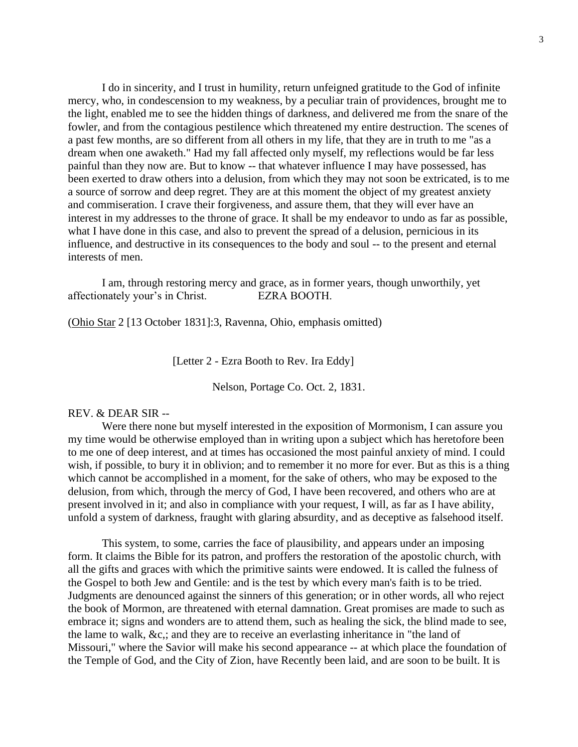I do in sincerity, and I trust in humility, return unfeigned gratitude to the God of infinite mercy, who, in condescension to my weakness, by a peculiar train of providences, brought me to the light, enabled me to see the hidden things of darkness, and delivered me from the snare of the fowler, and from the contagious pestilence which threatened my entire destruction. The scenes of a past few months, are so different from all others in my life, that they are in truth to me "as a dream when one awaketh." Had my fall affected only myself, my reflections would be far less painful than they now are. But to know -- that whatever influence I may have possessed, has been exerted to draw others into a delusion, from which they may not soon be extricated, is to me a source of sorrow and deep regret. They are at this moment the object of my greatest anxiety and commiseration. I crave their forgiveness, and assure them, that they will ever have an interest in my addresses to the throne of grace. It shall be my endeavor to undo as far as possible, what I have done in this case, and also to prevent the spread of a delusion, pernicious in its influence, and destructive in its consequences to the body and soul -- to the present and eternal interests of men.

I am, through restoring mercy and grace, as in former years, though unworthily, yet affectionately your's in Christ. EZRA BOOTH.

(Ohio Star 2 [13 October 1831]:3, Ravenna, Ohio, emphasis omitted)

[Letter 2 - Ezra Booth to Rev. Ira Eddy]

Nelson, Portage Co. Oct. 2, 1831.

REV. & DEAR SIR --

Were there none but myself interested in the exposition of Mormonism, I can assure you my time would be otherwise employed than in writing upon a subject which has heretofore been to me one of deep interest, and at times has occasioned the most painful anxiety of mind. I could wish, if possible, to bury it in oblivion; and to remember it no more for ever. But as this is a thing which cannot be accomplished in a moment, for the sake of others, who may be exposed to the delusion, from which, through the mercy of God, I have been recovered, and others who are at present involved in it; and also in compliance with your request, I will, as far as I have ability, unfold a system of darkness, fraught with glaring absurdity, and as deceptive as falsehood itself.

This system, to some, carries the face of plausibility, and appears under an imposing form. It claims the Bible for its patron, and proffers the restoration of the apostolic church, with all the gifts and graces with which the primitive saints were endowed. It is called the fulness of the Gospel to both Jew and Gentile: and is the test by which every man's faith is to be tried. Judgments are denounced against the sinners of this generation; or in other words, all who reject the book of Mormon, are threatened with eternal damnation. Great promises are made to such as embrace it; signs and wonders are to attend them, such as healing the sick, the blind made to see, the lame to walk, &c,; and they are to receive an everlasting inheritance in "the land of Missouri," where the Savior will make his second appearance -- at which place the foundation of the Temple of God, and the City of Zion, have Recently been laid, and are soon to be built. It is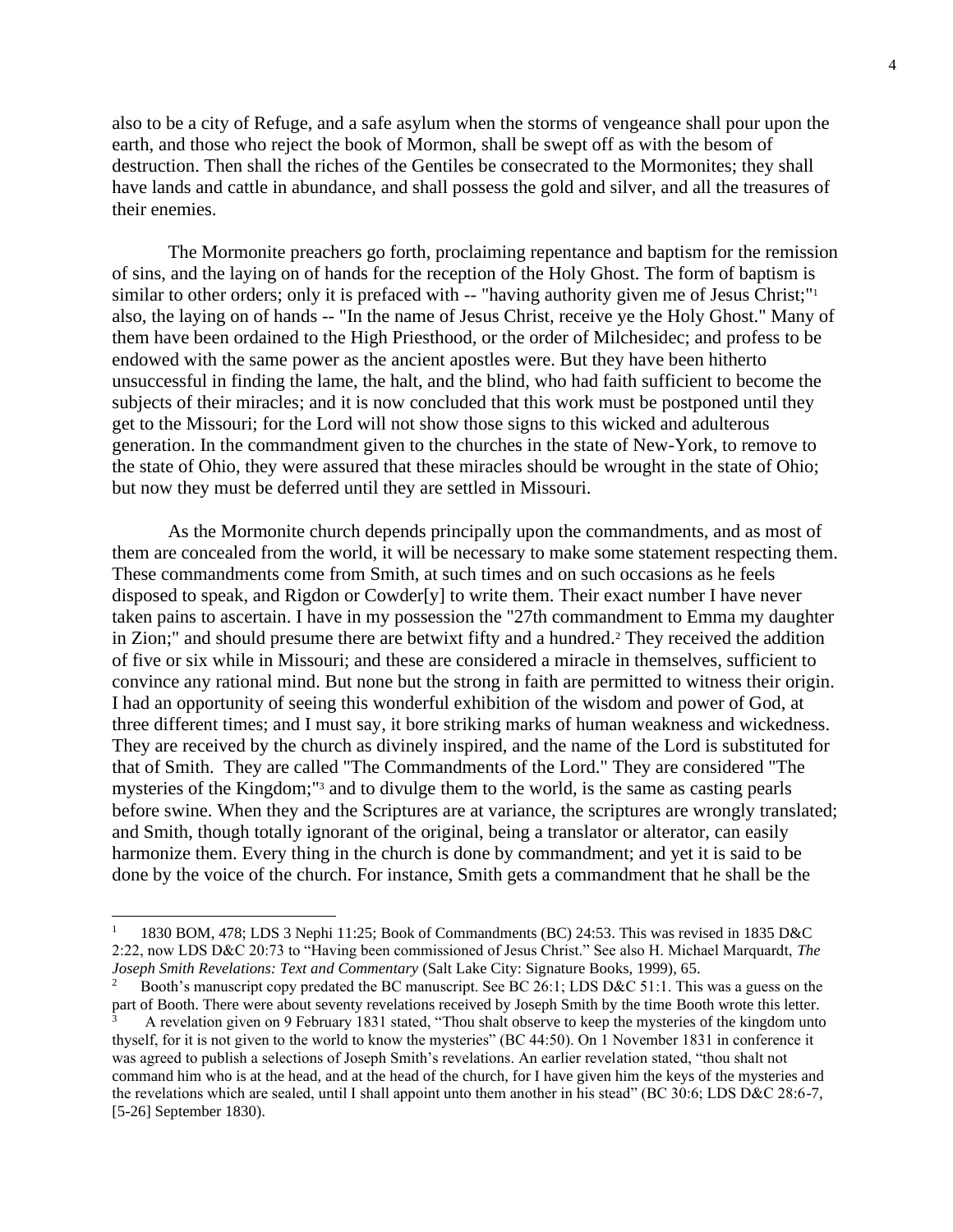also to be a city of Refuge, and a safe asylum when the storms of vengeance shall pour upon the earth, and those who reject the book of Mormon, shall be swept off as with the besom of destruction. Then shall the riches of the Gentiles be consecrated to the Mormonites; they shall have lands and cattle in abundance, and shall possess the gold and silver, and all the treasures of their enemies.

The Mormonite preachers go forth, proclaiming repentance and baptism for the remission of sins, and the laying on of hands for the reception of the Holy Ghost. The form of baptism is similar to other orders; only it is prefaced with -- "having authority given me of Jesus Christ;"[1] also, the laying on of hands -- "In the name of Jesus Christ, receive ye the Holy Ghost." Many of them have been ordained to the High Priesthood, or the order of Milchesidec; and profess to be endowed with the same power as the ancient apostles were. But they have been hitherto unsuccessful in finding the lame, the halt, and the blind, who had faith sufficient to become the subjects of their miracles; and it is now concluded that this work must be postponed until they get to the Missouri; for the Lord will not show those signs to this wicked and adulterous generation. In the commandment given to the churches in the state of New-York, to remove to the state of Ohio, they were assured that these miracles should be wrought in the state of Ohio; but now they must be deferred until they are settled in Missouri.

As the Mormonite church depends principally upon the commandments, and as most of them are concealed from the world, it will be necessary to make some statement respecting them. These commandments come from Smith, at such times and on such occasions as he feels disposed to speak, and Rigdon or Cowder[y] to write them. Their exact number I have never taken pains to ascertain. I have in my possession the "27th commandment to Emma my daughter in Zion;" and should presume there are betwixt fifty and a hundred.[2] They received the addition of five or six while in Missouri; and these are considered a miracle in themselves, sufficient to convince any rational mind. But none but the strong in faith are permitted to witness their origin. I had an opportunity of seeing this wonderful exhibition of the wisdom and power of God, at three different times; and I must say, it bore striking marks of human weakness and wickedness. They are received by the church as divinely inspired, and the name of the Lord is substituted for that of Smith. They are called "The Commandments of the Lord." They are considered "The mysteries of the Kingdom;"[3] and to divulge them to the world, is the same as casting pearls before swine. When they and the Scriptures are at variance, the scriptures are wrongly translated; and Smith, though totally ignorant of the original, being a translator or alterator, can easily harmonize them. Every thing in the church is done by commandment; and yet it is said to be done by the voice of the church. For instance, Smith gets a commandment that he shall be the

---

[1] 1830 BOM, 478; LDS 3 Nephi 11:25; Book of Commandments (BC) 24:53. This was revised in 1835 D&C 2:22, now LDS D&C 20:73 to "Having been commissioned of Jesus Christ." See also H. Michael Marquardt, *The Joseph Smith Revelations: Text and Commentary* (Salt Lake City: Signature Books, 1999), 65.

[2] Booth's manuscript copy predated the BC manuscript. See BC 26:1; LDS D&C 51:1. This was a guess on the part of Booth. There were about seventy revelations received by Joseph Smith by the time Booth wrote this letter.

[3] A revelation given on 9 February 1831 stated, "Thou shalt observe to keep the mysteries of the kingdom unto thyself, for it is not given to the world to know the mysteries" (BC 44:50). On 1 November 1831 in conference it was agreed to publish a selections of Joseph Smith's revelations. An earlier revelation stated, "thou shalt not command him who is at the head, and at the head of the church, for I have given him the keys of the mysteries and the revelations which are sealed, until I shall appoint unto them another in his stead" (BC 30:6; LDS D&C 28:6-7, [5-26] September 1830).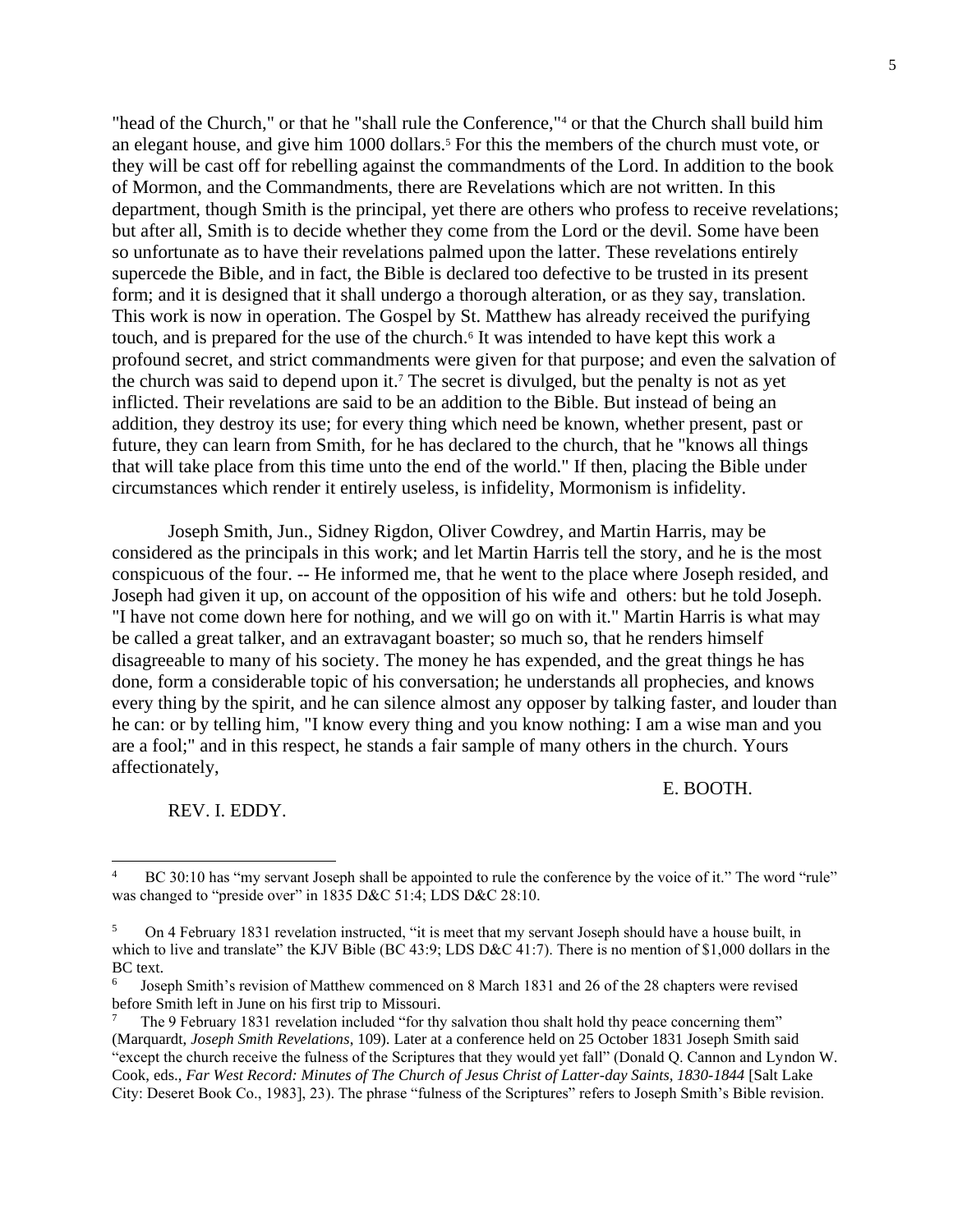"head of the Church," or that he "shall rule the Conference,"[4] or that the Church shall build him an elegant house, and give him 1000 dollars.[5] For this the members of the church must vote, or they will be cast off for rebelling against the commandments of the Lord. In addition to the book of Mormon, and the Commandments, there are Revelations which are not written. In this department, though Smith is the principal, yet there are others who profess to receive revelations; but after all, Smith is to decide whether they come from the Lord or the devil. Some have been so unfortunate as to have their revelations palmed upon the latter. These revelations entirely supercede the Bible, and in fact, the Bible is declared too defective to be trusted in its present form; and it is designed that it shall undergo a thorough alteration, or as they say, translation. This work is now in operation. The Gospel by St. Matthew has already received the purifying touch, and is prepared for the use of the church.[6] It was intended to have kept this work a profound secret, and strict commandments were given for that purpose; and even the salvation of the church was said to depend upon it.[7] The secret is divulged, but the penalty is not as yet inflicted. Their revelations are said to be an addition to the Bible. But instead of being an addition, they destroy its use; for every thing which need be known, whether present, past or future, they can learn from Smith, for he has declared to the church, that he "knows all things that will take place from this time unto the end of the world." If then, placing the Bible under circumstances which render it entirely useless, is infidelity, Mormonism is infidelity.

Joseph Smith, Jun., Sidney Rigdon, Oliver Cowdrey, and Martin Harris, may be considered as the principals in this work; and let Martin Harris tell the story, and he is the most conspicuous of the four. -- He informed me, that he went to the place where Joseph resided, and Joseph had given it up, on account of the opposition of his wife and others: but he told Joseph. "I have not come down here for nothing, and we will go on with it." Martin Harris is what may be called a great talker, and an extravagant boaster; so much so, that he renders himself disagreeable to many of his society. The money he has expended, and the great things he has done, form a considerable topic of his conversation; he understands all prophecies, and knows every thing by the spirit, and he can silence almost any opposer by talking faster, and louder than he can: or by telling him, "I know every thing and you know nothing: I am a wise man and you are a fool;" and in this respect, he stands a fair sample of many others in the church. Yours affectionately,

E. BOOTH.

REV. I. EDDY.

---

[4] BC 30:10 has "my servant Joseph shall be appointed to rule the conference by the voice of it." The word "rule" was changed to "preside over" in 1835 D&C 51:4; LDS D&C 28:10.

[5] On 4 February 1831 revelation instructed, "it is meet that my servant Joseph should have a house built, in which to live and translate" the KJV Bible (BC 43:9; LDS D&C 41:7). There is no mention of $1,000 dollars in the BC text.

[6] Joseph Smith's revision of Matthew commenced on 8 March 1831 and 26 of the 28 chapters were revised before Smith left in June on his first trip to Missouri.

[7] The 9 February 1831 revelation included "for thy salvation thou shalt hold thy peace concerning them" (Marquardt, *Joseph Smith Revelations*, 109). Later at a conference held on 25 October 1831 Joseph Smith said "except the church receive the fulness of the Scriptures that they would yet fall" (Donald Q. Cannon and Lyndon W. Cook, eds., *Far West Record: Minutes of The Church of Jesus Christ of Latter-day Saints, 1830-1844* [Salt Lake City: Deseret Book Co., 1983], 23). The phrase "fulness of the Scriptures" refers to Joseph Smith's Bible revision.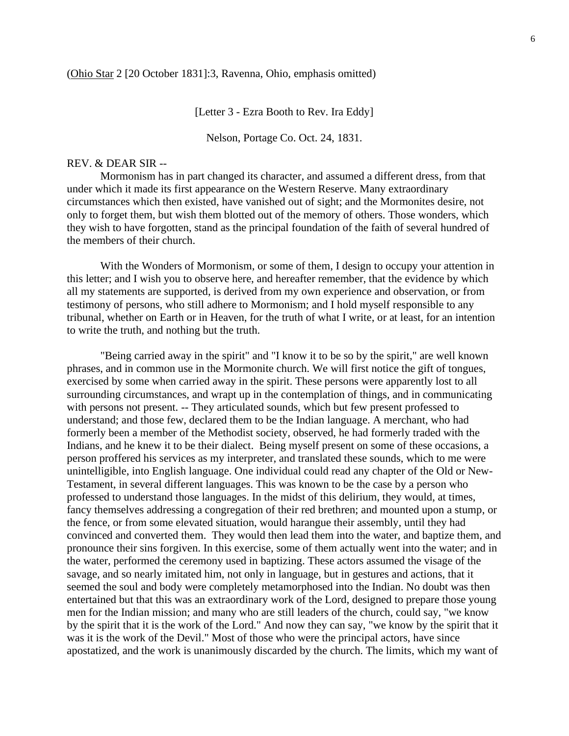(Ohio Star 2 [20 October 1831]:3, Ravenna, Ohio, emphasis omitted)

[Letter 3 - Ezra Booth to Rev. Ira Eddy]

Nelson, Portage Co. Oct. 24, 1831.

REV. & DEAR SIR --

Mormonism has in part changed its character, and assumed a different dress, from that under which it made its first appearance on the Western Reserve. Many extraordinary circumstances which then existed, have vanished out of sight; and the Mormonites desire, not only to forget them, but wish them blotted out of the memory of others. Those wonders, which they wish to have forgotten, stand as the principal foundation of the faith of several hundred of the members of their church.

With the Wonders of Mormonism, or some of them, I design to occupy your attention in this letter; and I wish you to observe here, and hereafter remember, that the evidence by which all my statements are supported, is derived from my own experience and observation, or from testimony of persons, who still adhere to Mormonism; and I hold myself responsible to any tribunal, whether on Earth or in Heaven, for the truth of what I write, or at least, for an intention to write the truth, and nothing but the truth.

"Being carried away in the spirit" and "I know it to be so by the spirit," are well known phrases, and in common use in the Mormonite church. We will first notice the gift of tongues, exercised by some when carried away in the spirit. These persons were apparently lost to all surrounding circumstances, and wrapt up in the contemplation of things, and in communicating with persons not present. -- They articulated sounds, which but few present professed to understand; and those few, declared them to be the Indian language. A merchant, who had formerly been a member of the Methodist society, observed, he had formerly traded with the Indians, and he knew it to be their dialect. Being myself present on some of these occasions, a person proffered his services as my interpreter, and translated these sounds, which to me were unintelligible, into English language. One individual could read any chapter of the Old or New-Testament, in several different languages. This was known to be the case by a person who professed to understand those languages. In the midst of this delirium, they would, at times, fancy themselves addressing a congregation of their red brethren; and mounted upon a stump, or the fence, or from some elevated situation, would harangue their assembly, until they had convinced and converted them. They would then lead them into the water, and baptize them, and pronounce their sins forgiven. In this exercise, some of them actually went into the water; and in the water, performed the ceremony used in baptizing. These actors assumed the visage of the savage, and so nearly imitated him, not only in language, but in gestures and actions, that it seemed the soul and body were completely metamorphosed into the Indian. No doubt was then entertained but that this was an extraordinary work of the Lord, designed to prepare those young men for the Indian mission; and many who are still leaders of the church, could say, "we know by the spirit that it is the work of the Lord." And now they can say, "we know by the spirit that it was it is the work of the Devil." Most of those who were the principal actors, have since apostatized, and the work is unanimously discarded by the church. The limits, which my want of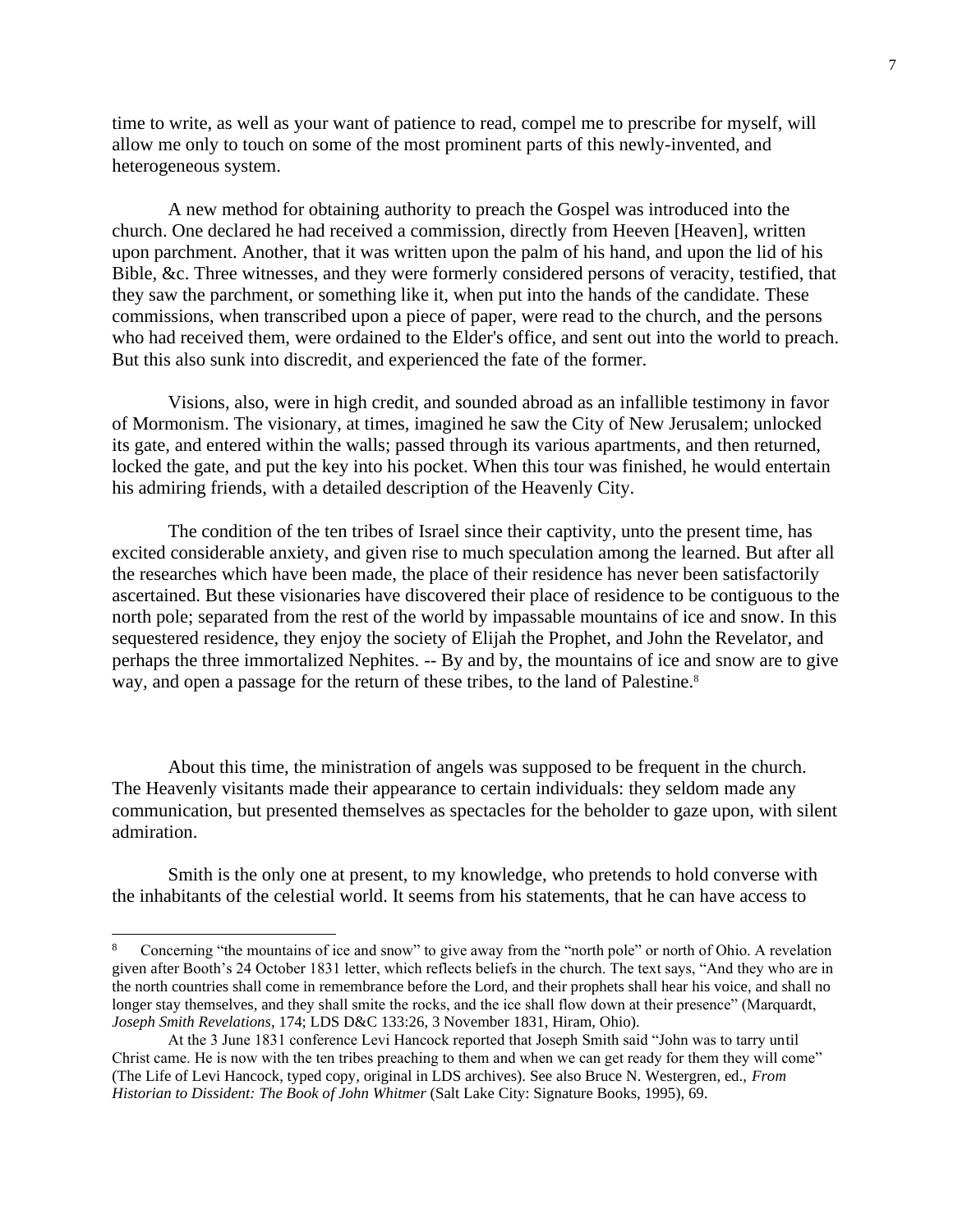time to write, as well as your want of patience to read, compel me to prescribe for myself, will allow me only to touch on some of the most prominent parts of this newly-invented, and heterogeneous system.

A new method for obtaining authority to preach the Gospel was introduced into the church. One declared he had received a commission, directly from Heeven [Heaven], written upon parchment. Another, that it was written upon the palm of his hand, and upon the lid of his Bible, &c. Three witnesses, and they were formerly considered persons of veracity, testified, that they saw the parchment, or something like it, when put into the hands of the candidate. These commissions, when transcribed upon a piece of paper, were read to the church, and the persons who had received them, were ordained to the Elder's office, and sent out into the world to preach. But this also sunk into discredit, and experienced the fate of the former.

Visions, also, were in high credit, and sounded abroad as an infallible testimony in favor of Mormonism. The visionary, at times, imagined he saw the City of New Jerusalem; unlocked its gate, and entered within the walls; passed through its various apartments, and then returned, locked the gate, and put the key into his pocket. When this tour was finished, he would entertain his admiring friends, with a detailed description of the Heavenly City.

The condition of the ten tribes of Israel since their captivity, unto the present time, has excited considerable anxiety, and given rise to much speculation among the learned. But after all the researches which have been made, the place of their residence has never been satisfactorily ascertained. But these visionaries have discovered their place of residence to be contiguous to the north pole; separated from the rest of the world by impassable mountains of ice and snow. In this sequestered residence, they enjoy the society of Elijah the Prophet, and John the Revelator, and perhaps the three immortalized Nephites. -- By and by, the mountains of ice and snow are to give way, and open a passage for the return of these tribes, to the land of Palestine.[8]

About this time, the ministration of angels was supposed to be frequent in the church. The Heavenly visitants made their appearance to certain individuals: they seldom made any communication, but presented themselves as spectacles for the beholder to gaze upon, with silent admiration.

Smith is the only one at present, to my knowledge, who pretends to hold converse with the inhabitants of the celestial world. It seems from his statements, that he can have access to

---

[8] Concerning "the mountains of ice and snow" to give away from the "north pole" or north of Ohio. A revelation given after Booth's 24 October 1831 letter, which reflects beliefs in the church. The text says, "And they who are in the north countries shall come in remembrance before the Lord, and their prophets shall hear his voice, and shall no longer stay themselves, and they shall smite the rocks, and the ice shall flow down at their presence" (Marquardt, *Joseph Smith Revelations*, 174; LDS D&C 133:26, 3 November 1831, Hiram, Ohio).

At the 3 June 1831 conference Levi Hancock reported that Joseph Smith said "John was to tarry until Christ came. He is now with the ten tribes preaching to them and when we can get ready for them they will come" (The Life of Levi Hancock, typed copy, original in LDS archives). See also Bruce N. Westergren, ed., *From Historian to Dissident: The Book of John Whitmer* (Salt Lake City: Signature Books, 1995), 69.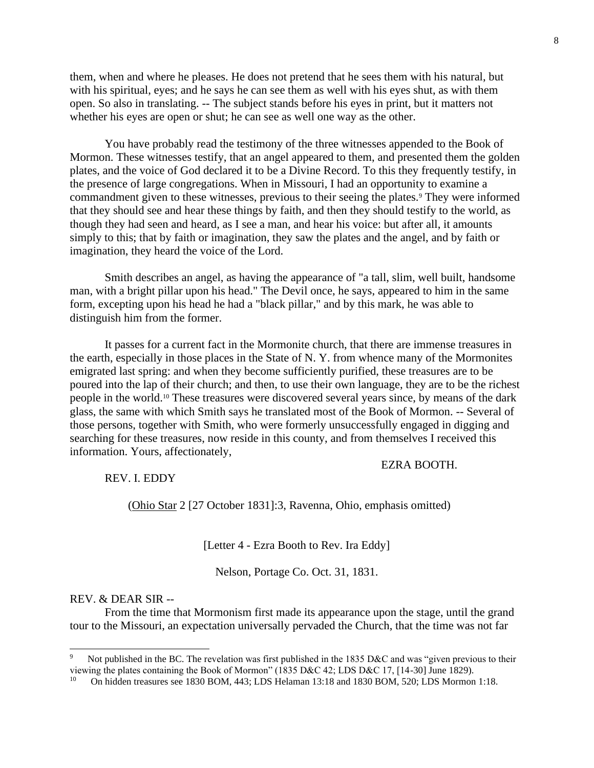them, when and where he pleases. He does not pretend that he sees them with his natural, but with his spiritual, eyes; and he says he can see them as well with his eyes shut, as with them open. So also in translating. -- The subject stands before his eyes in print, but it matters not whether his eyes are open or shut; he can see as well one way as the other.

You have probably read the testimony of the three witnesses appended to the Book of Mormon. These witnesses testify, that an angel appeared to them, and presented them the golden plates, and the voice of God declared it to be a Divine Record. To this they frequently testify, in the presence of large congregations. When in Missouri, I had an opportunity to examine a commandment given to these witnesses, previous to their seeing the plates.[9] They were informed that they should see and hear these things by faith, and then they should testify to the world, as though they had seen and heard, as I see a man, and hear his voice: but after all, it amounts simply to this; that by faith or imagination, they saw the plates and the angel, and by faith or imagination, they heard the voice of the Lord.

Smith describes an angel, as having the appearance of "a tall, slim, well built, handsome man, with a bright pillar upon his head." The Devil once, he says, appeared to him in the same form, excepting upon his head he had a "black pillar," and by this mark, he was able to distinguish him from the former.

It passes for a current fact in the Mormonite church, that there are immense treasures in the earth, especially in those places in the State of N. Y. from whence many of the Mormonites emigrated last spring: and when they become sufficiently purified, these treasures are to be poured into the lap of their church; and then, to use their own language, they are to be the richest people in the world.[10] These treasures were discovered several years since, by means of the dark glass, the same with which Smith says he translated most of the Book of Mormon. -- Several of those persons, together with Smith, who were formerly unsuccessfully engaged in digging and searching for these treasures, now reside in this county, and from themselves I received this information. Yours, affectionately,

EZRA BOOTH.

REV. I. EDDY

(Ohio Star 2 [27 October 1831]:3, Ravenna, Ohio, emphasis omitted)

[Letter 4 - Ezra Booth to Rev. Ira Eddy]

Nelson, Portage Co. Oct. 31, 1831.

REV. & DEAR SIR --

From the time that Mormonism first made its appearance upon the stage, until the grand tour to the Missouri, an expectation universally pervaded the Church, that the time was not far

---

[9] Not published in the BC. The revelation was first published in the 1835 D&C and was "given previous to their viewing the plates containing the Book of Mormon" (1835 D&C 42; LDS D&C 17, [14-30] June 1829).

[10] On hidden treasures see 1830 BOM, 443; LDS Helaman 13:18 and 1830 BOM, 520; LDS Mormon 1:18.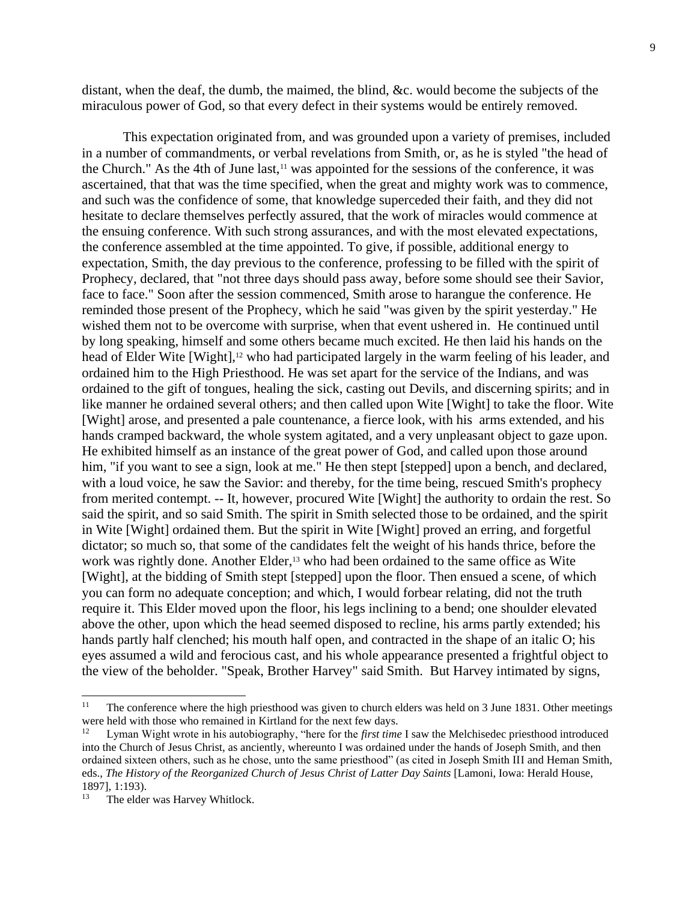distant, when the deaf, the dumb, the maimed, the blind, &c. would become the subjects of the miraculous power of God, so that every defect in their systems would be entirely removed.

This expectation originated from, and was grounded upon a variety of premises, included in a number of commandments, or verbal revelations from Smith, or, as he is styled "the head of the Church." As the 4th of June last,[11] was appointed for the sessions of the conference, it was ascertained, that that was the time specified, when the great and mighty work was to commence, and such was the confidence of some, that knowledge superceded their faith, and they did not hesitate to declare themselves perfectly assured, that the work of miracles would commence at the ensuing conference. With such strong assurances, and with the most elevated expectations, the conference assembled at the time appointed. To give, if possible, additional energy to expectation, Smith, the day previous to the conference, professing to be filled with the spirit of Prophecy, declared, that "not three days should pass away, before some should see their Savior, face to face." Soon after the session commenced, Smith arose to harangue the conference. He reminded those present of the Prophecy, which he said "was given by the spirit yesterday." He wished them not to be overcome with surprise, when that event ushered in. He continued until by long speaking, himself and some others became much excited. He then laid his hands on the head of Elder Wite [Wight],[12] who had participated largely in the warm feeling of his leader, and ordained him to the High Priesthood. He was set apart for the service of the Indians, and was ordained to the gift of tongues, healing the sick, casting out Devils, and discerning spirits; and in like manner he ordained several others; and then called upon Wite [Wight] to take the floor. Wite [Wight] arose, and presented a pale countenance, a fierce look, with his arms extended, and his hands cramped backward, the whole system agitated, and a very unpleasant object to gaze upon. He exhibited himself as an instance of the great power of God, and called upon those around him, "if you want to see a sign, look at me." He then stept [stepped] upon a bench, and declared, with a loud voice, he saw the Savior: and thereby, for the time being, rescued Smith's prophecy from merited contempt. -- It, however, procured Wite [Wight] the authority to ordain the rest. So said the spirit, and so said Smith. The spirit in Smith selected those to be ordained, and the spirit in Wite [Wight] ordained them. But the spirit in Wite [Wight] proved an erring, and forgetful dictator; so much so, that some of the candidates felt the weight of his hands thrice, before the work was rightly done. Another Elder,[13] who had been ordained to the same office as Wite [Wight], at the bidding of Smith stept [stepped] upon the floor. Then ensued a scene, of which you can form no adequate conception; and which, I would forbear relating, did not the truth require it. This Elder moved upon the floor, his legs inclining to a bend; one shoulder elevated above the other, upon which the head seemed disposed to recline, his arms partly extended; his hands partly half clenched; his mouth half open, and contracted in the shape of an italic O; his eyes assumed a wild and ferocious cast, and his whole appearance presented a frightful object to the view of the beholder. "Speak, Brother Harvey" said Smith. But Harvey intimated by signs,

---

[11] The conference where the high priesthood was given to church elders was held on 3 June 1831. Other meetings were held with those who remained in Kirtland for the next few days.

[12] Lyman Wight wrote in his autobiography, "here for the *first time* I saw the Melchisedec priesthood introduced into the Church of Jesus Christ, as anciently, whereunto I was ordained under the hands of Joseph Smith, and then ordained sixteen others, such as he chose, unto the same priesthood" (as cited in Joseph Smith III and Heman Smith, eds., *The History of the Reorganized Church of Jesus Christ of Latter Day Saints* [Lamoni, Iowa: Herald House, 1897], 1:193).

[13] The elder was Harvey Whitlock.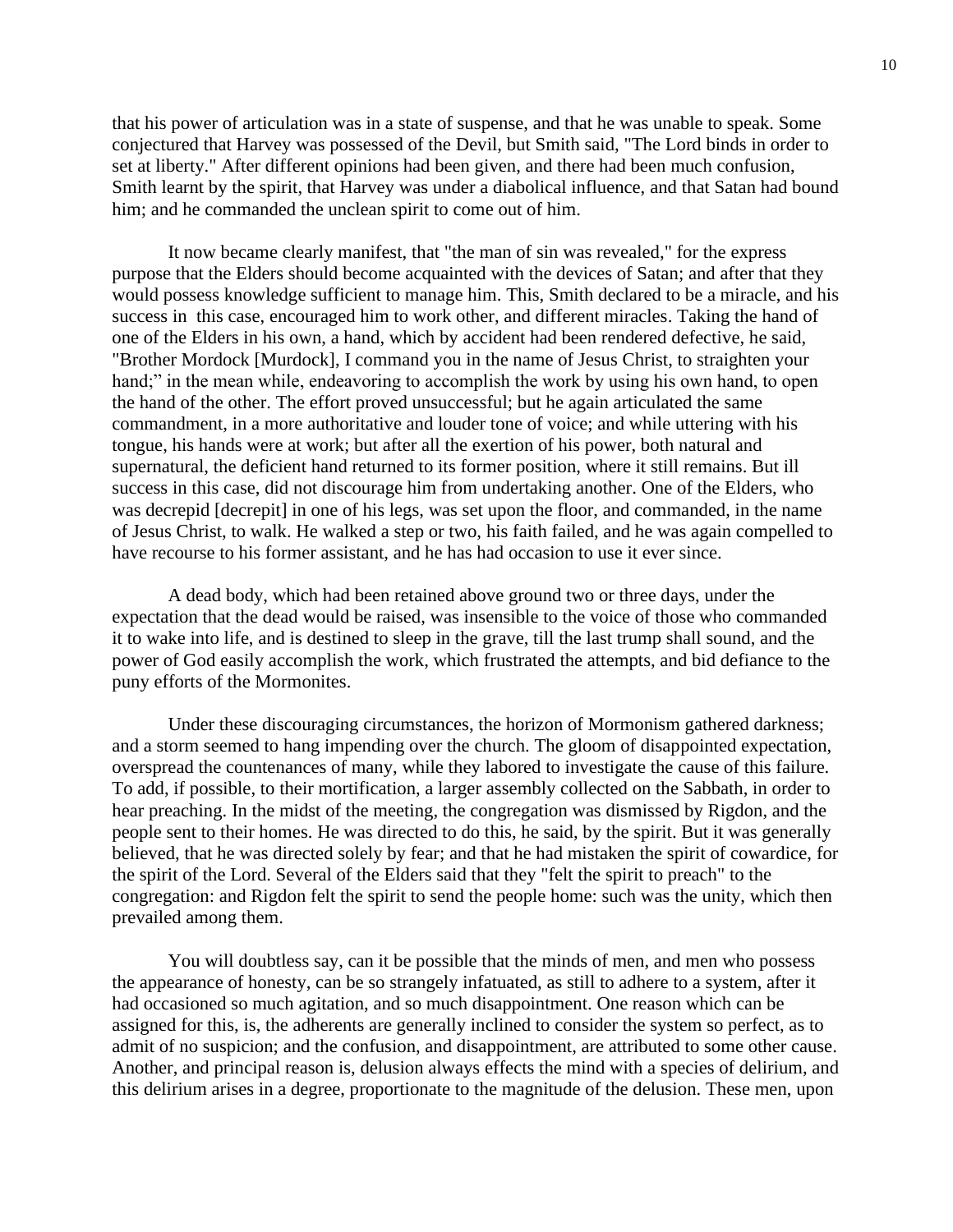that his power of articulation was in a state of suspense, and that he was unable to speak. Some conjectured that Harvey was possessed of the Devil, but Smith said, "The Lord binds in order to set at liberty." After different opinions had been given, and there had been much confusion, Smith learnt by the spirit, that Harvey was under a diabolical influence, and that Satan had bound him; and he commanded the unclean spirit to come out of him.

It now became clearly manifest, that "the man of sin was revealed," for the express purpose that the Elders should become acquainted with the devices of Satan; and after that they would possess knowledge sufficient to manage him. This, Smith declared to be a miracle, and his success in this case, encouraged him to work other, and different miracles. Taking the hand of one of the Elders in his own, a hand, which by accident had been rendered defective, he said, "Brother Mordock [Murdock], I command you in the name of Jesus Christ, to straighten your hand;" in the mean while, endeavoring to accomplish the work by using his own hand, to open the hand of the other. The effort proved unsuccessful; but he again articulated the same commandment, in a more authoritative and louder tone of voice; and while uttering with his tongue, his hands were at work; but after all the exertion of his power, both natural and supernatural, the deficient hand returned to its former position, where it still remains. But ill success in this case, did not discourage him from undertaking another. One of the Elders, who was decrepid [decrepit] in one of his legs, was set upon the floor, and commanded, in the name of Jesus Christ, to walk. He walked a step or two, his faith failed, and he was again compelled to have recourse to his former assistant, and he has had occasion to use it ever since.

A dead body, which had been retained above ground two or three days, under the expectation that the dead would be raised, was insensible to the voice of those who commanded it to wake into life, and is destined to sleep in the grave, till the last trump shall sound, and the power of God easily accomplish the work, which frustrated the attempts, and bid defiance to the puny efforts of the Mormonites.

Under these discouraging circumstances, the horizon of Mormonism gathered darkness; and a storm seemed to hang impending over the church. The gloom of disappointed expectation, overspread the countenances of many, while they labored to investigate the cause of this failure. To add, if possible, to their mortification, a larger assembly collected on the Sabbath, in order to hear preaching. In the midst of the meeting, the congregation was dismissed by Rigdon, and the people sent to their homes. He was directed to do this, he said, by the spirit. But it was generally believed, that he was directed solely by fear; and that he had mistaken the spirit of cowardice, for the spirit of the Lord. Several of the Elders said that they "felt the spirit to preach" to the congregation: and Rigdon felt the spirit to send the people home: such was the unity, which then prevailed among them.

You will doubtless say, can it be possible that the minds of men, and men who possess the appearance of honesty, can be so strangely infatuated, as still to adhere to a system, after it had occasioned so much agitation, and so much disappointment. One reason which can be assigned for this, is, the adherents are generally inclined to consider the system so perfect, as to admit of no suspicion; and the confusion, and disappointment, are attributed to some other cause. Another, and principal reason is, delusion always effects the mind with a species of delirium, and this delirium arises in a degree, proportionate to the magnitude of the delusion. These men, upon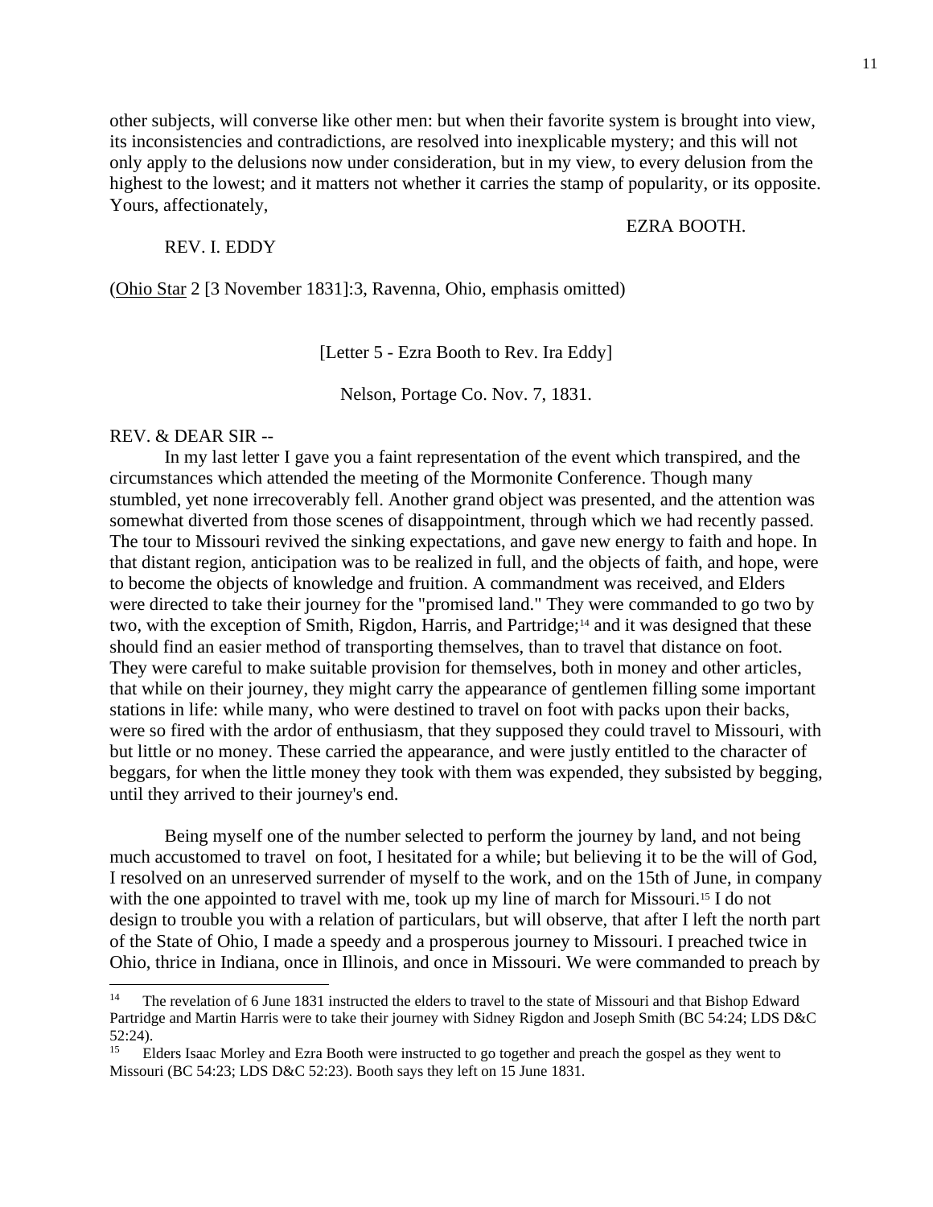other subjects, will converse like other men: but when their favorite system is brought into view, its inconsistencies and contradictions, are resolved into inexplicable mystery; and this will not only apply to the delusions now under consideration, but in my view, to every delusion from the highest to the lowest; and it matters not whether it carries the stamp of popularity, or its opposite. Yours, affectionately,

EZRA BOOTH.

REV. I. EDDY

(Ohio Star 2 [3 November 1831]:3, Ravenna, Ohio, emphasis omitted)

[Letter 5 - Ezra Booth to Rev. Ira Eddy]

Nelson, Portage Co. Nov. 7, 1831.

REV. & DEAR SIR --

In my last letter I gave you a faint representation of the event which transpired, and the circumstances which attended the meeting of the Mormonite Conference. Though many stumbled, yet none irrecoverably fell. Another grand object was presented, and the attention was somewhat diverted from those scenes of disappointment, through which we had recently passed. The tour to Missouri revived the sinking expectations, and gave new energy to faith and hope. In that distant region, anticipation was to be realized in full, and the objects of faith, and hope, were to become the objects of knowledge and fruition. A commandment was received, and Elders were directed to take their journey for the "promised land." They were commanded to go two by two, with the exception of Smith, Rigdon, Harris, and Partridge;[14] and it was designed that these should find an easier method of transporting themselves, than to travel that distance on foot. They were careful to make suitable provision for themselves, both in money and other articles, that while on their journey, they might carry the appearance of gentlemen filling some important stations in life: while many, who were destined to travel on foot with packs upon their backs, were so fired with the ardor of enthusiasm, that they supposed they could travel to Missouri, with but little or no money. These carried the appearance, and were justly entitled to the character of beggars, for when the little money they took with them was expended, they subsisted by begging, until they arrived to their journey's end.

Being myself one of the number selected to perform the journey by land, and not being much accustomed to travel on foot, I hesitated for a while; but believing it to be the will of God, I resolved on an unreserved surrender of myself to the work, and on the 15th of June, in company with the one appointed to travel with me, took up my line of march for Missouri.[15] I do not design to trouble you with a relation of particulars, but will observe, that after I left the north part of the State of Ohio, I made a speedy and a prosperous journey to Missouri. I preached twice in Ohio, thrice in Indiana, once in Illinois, and once in Missouri. We were commanded to preach by

---

[14] The revelation of 6 June 1831 instructed the elders to travel to the state of Missouri and that Bishop Edward Partridge and Martin Harris were to take their journey with Sidney Rigdon and Joseph Smith (BC 54:24; LDS D&C 52:24).

[15] Elders Isaac Morley and Ezra Booth were instructed to go together and preach the gospel as they went to Missouri (BC 54:23; LDS D&C 52:23). Booth says they left on 15 June 1831.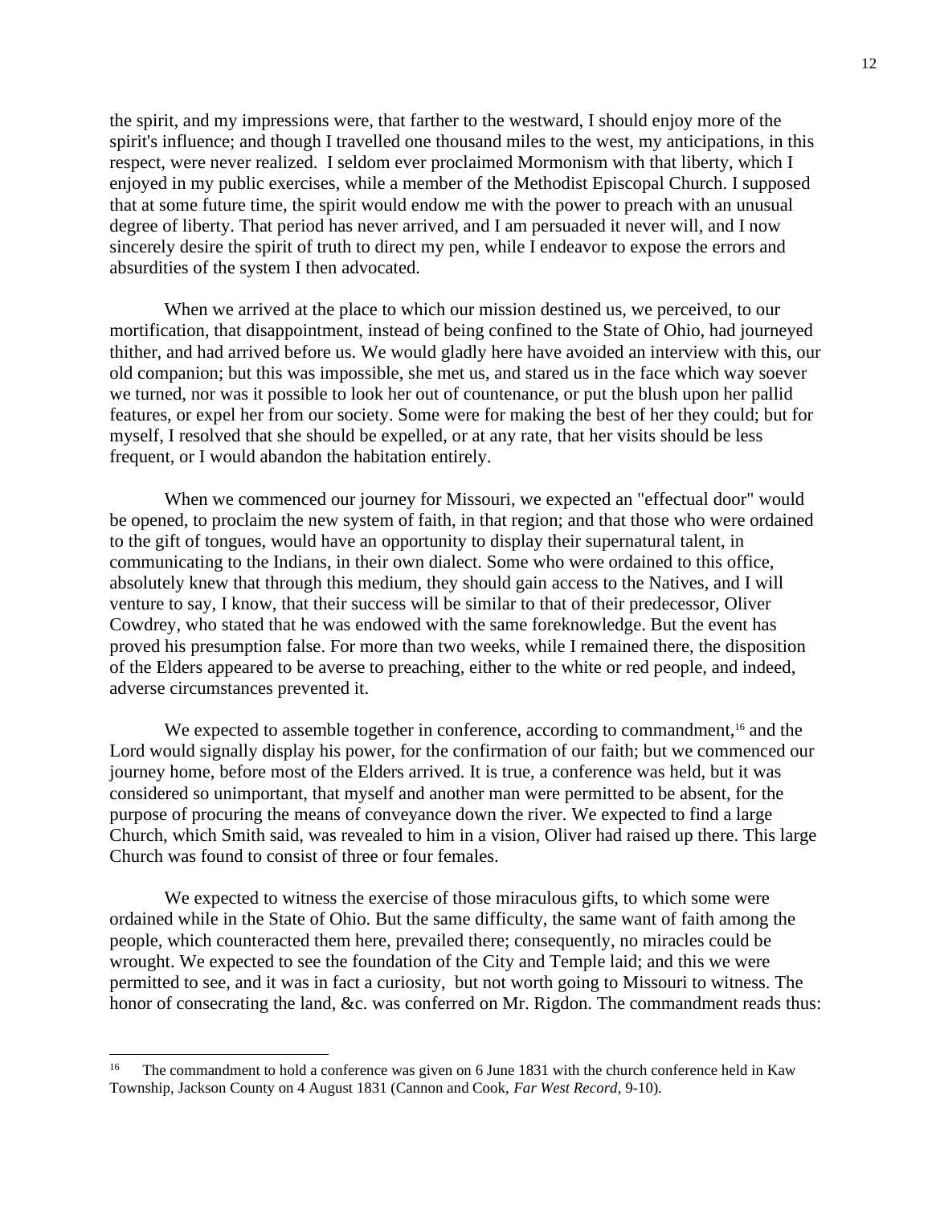the spirit, and my impressions were, that farther to the westward, I should enjoy more of the spirit's influence; and though I travelled one thousand miles to the west, my anticipations, in this respect, were never realized. I seldom ever proclaimed Mormonism with that liberty, which I enjoyed in my public exercises, while a member of the Methodist Episcopal Church. I supposed that at some future time, the spirit would endow me with the power to preach with an unusual degree of liberty. That period has never arrived, and I am persuaded it never will, and I now sincerely desire the spirit of truth to direct my pen, while I endeavor to expose the errors and absurdities of the system I then advocated.

When we arrived at the place to which our mission destined us, we perceived, to our mortification, that disappointment, instead of being confined to the State of Ohio, had journeyed thither, and had arrived before us. We would gladly here have avoided an interview with this, our old companion; but this was impossible, she met us, and stared us in the face which way soever we turned, nor was it possible to look her out of countenance, or put the blush upon her pallid features, or expel her from our society. Some were for making the best of her they could; but for myself, I resolved that she should be expelled, or at any rate, that her visits should be less frequent, or I would abandon the habitation entirely.

When we commenced our journey for Missouri, we expected an "effectual door" would be opened, to proclaim the new system of faith, in that region; and that those who were ordained to the gift of tongues, would have an opportunity to display their supernatural talent, in communicating to the Indians, in their own dialect. Some who were ordained to this office, absolutely knew that through this medium, they should gain access to the Natives, and I will venture to say, I know, that their success will be similar to that of their predecessor, Oliver Cowdrey, who stated that he was endowed with the same foreknowledge. But the event has proved his presumption false. For more than two weeks, while I remained there, the disposition of the Elders appeared to be averse to preaching, either to the white or red people, and indeed, adverse circumstances prevented it.

We expected to assemble together in conference, according to commandment,[16] and the Lord would signally display his power, for the confirmation of our faith; but we commenced our journey home, before most of the Elders arrived. It is true, a conference was held, but it was considered so unimportant, that myself and another man were permitted to be absent, for the purpose of procuring the means of conveyance down the river. We expected to find a large Church, which Smith said, was revealed to him in a vision, Oliver had raised up there. This large Church was found to consist of three or four females.

We expected to witness the exercise of those miraculous gifts, to which some were ordained while in the State of Ohio. But the same difficulty, the same want of faith among the people, which counteracted them here, prevailed there; consequently, no miracles could be wrought. We expected to see the foundation of the City and Temple laid; and this we were permitted to see, and it was in fact a curiosity, but not worth going to Missouri to witness. The honor of consecrating the land, &c. was conferred on Mr. Rigdon. The commandment reads thus:

---

[16] The commandment to hold a conference was given on 6 June 1831 with the church conference held in Kaw Township, Jackson County on 4 August 1831 (Cannon and Cook, *Far West Record*, 9-10).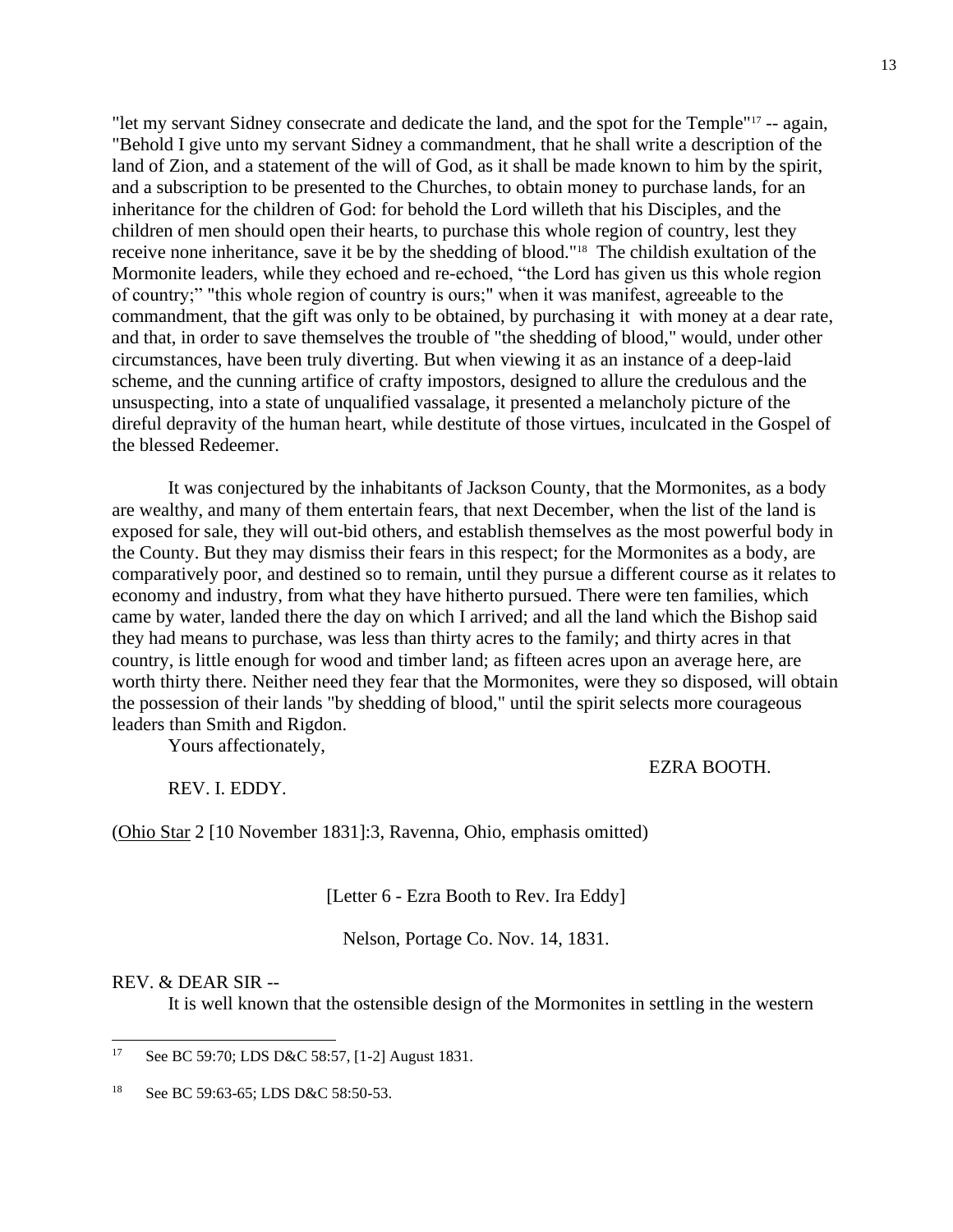"let my servant Sidney consecrate and dedicate the land, and the spot for the Temple"[17] -- again, "Behold I give unto my servant Sidney a commandment, that he shall write a description of the land of Zion, and a statement of the will of God, as it shall be made known to him by the spirit, and a subscription to be presented to the Churches, to obtain money to purchase lands, for an inheritance for the children of God: for behold the Lord willeth that his Disciples, and the children of men should open their hearts, to purchase this whole region of country, lest they receive none inheritance, save it be by the shedding of blood."[18] The childish exultation of the Mormonite leaders, while they echoed and re-echoed, "the Lord has given us this whole region of country;" "this whole region of country is ours;" when it was manifest, agreeable to the commandment, that the gift was only to be obtained, by purchasing it with money at a dear rate, and that, in order to save themselves the trouble of "the shedding of blood," would, under other circumstances, have been truly diverting. But when viewing it as an instance of a deep-laid scheme, and the cunning artifice of crafty impostors, designed to allure the credulous and the unsuspecting, into a state of unqualified vassalage, it presented a melancholy picture of the direful depravity of the human heart, while destitute of those virtues, inculcated in the Gospel of the blessed Redeemer.

It was conjectured by the inhabitants of Jackson County, that the Mormonites, as a body are wealthy, and many of them entertain fears, that next December, when the list of the land is exposed for sale, they will out-bid others, and establish themselves as the most powerful body in the County. But they may dismiss their fears in this respect; for the Mormonites as a body, are comparatively poor, and destined so to remain, until they pursue a different course as it relates to economy and industry, from what they have hitherto pursued. There were ten families, which came by water, landed there the day on which I arrived; and all the land which the Bishop said they had means to purchase, was less than thirty acres to the family; and thirty acres in that country, is little enough for wood and timber land; as fifteen acres upon an average here, are worth thirty there. Neither need they fear that the Mormonites, were they so disposed, will obtain the possession of their lands "by shedding of blood," until the spirit selects more courageous leaders than Smith and Rigdon.

Yours affectionately,

EZRA BOOTH.

REV. I. EDDY.

(Ohio Star 2 [10 November 1831]:3, Ravenna, Ohio, emphasis omitted)

[Letter 6 - Ezra Booth to Rev. Ira Eddy]

Nelson, Portage Co. Nov. 14, 1831.

REV. & DEAR SIR --

It is well known that the ostensible design of the Mormonites in settling in the western

---

[17] See BC 59:70; LDS D&C 58:57, [1-2] August 1831.

[18] See BC 59:63-65; LDS D&C 58:50-53.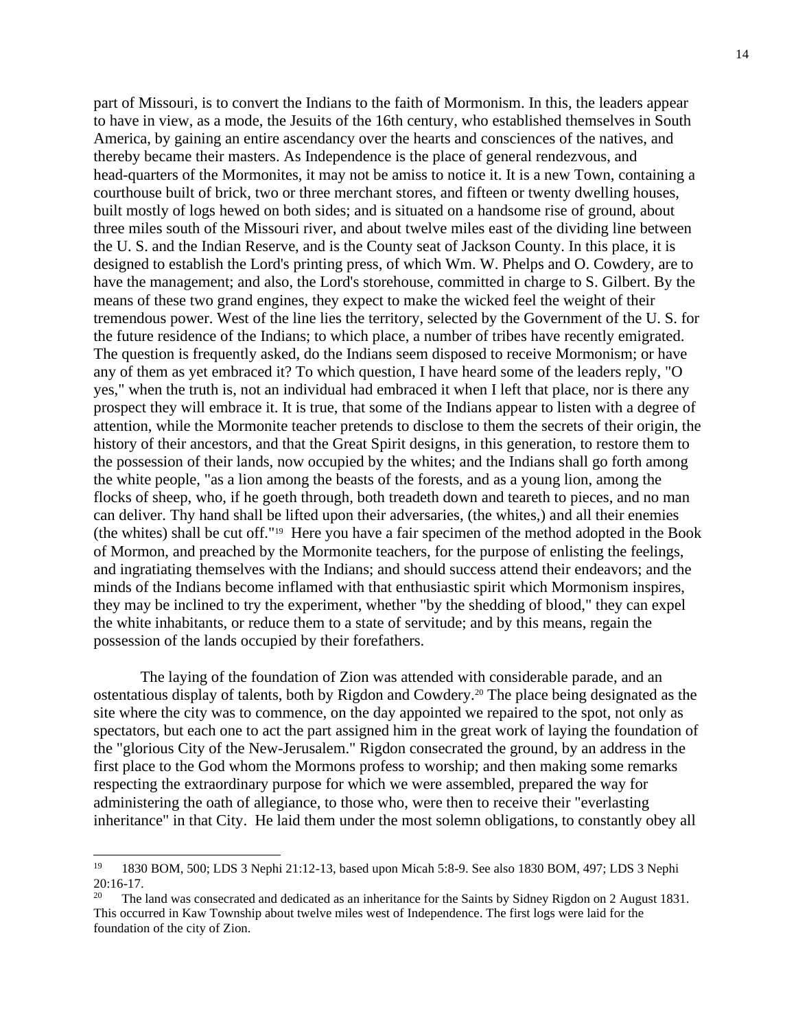part of Missouri, is to convert the Indians to the faith of Mormonism. In this, the leaders appear to have in view, as a mode, the Jesuits of the 16th century, who established themselves in South America, by gaining an entire ascendancy over the hearts and consciences of the natives, and thereby became their masters. As Independence is the place of general rendezvous, and head-quarters of the Mormonites, it may not be amiss to notice it. It is a new Town, containing a courthouse built of brick, two or three merchant stores, and fifteen or twenty dwelling houses, built mostly of logs hewed on both sides; and is situated on a handsome rise of ground, about three miles south of the Missouri river, and about twelve miles east of the dividing line between the U. S. and the Indian Reserve, and is the County seat of Jackson County. In this place, it is designed to establish the Lord's printing press, of which Wm. W. Phelps and O. Cowdery, are to have the management; and also, the Lord's storehouse, committed in charge to S. Gilbert. By the means of these two grand engines, they expect to make the wicked feel the weight of their tremendous power. West of the line lies the territory, selected by the Government of the U. S. for the future residence of the Indians; to which place, a number of tribes have recently emigrated. The question is frequently asked, do the Indians seem disposed to receive Mormonism; or have any of them as yet embraced it? To which question, I have heard some of the leaders reply, "O yes," when the truth is, not an individual had embraced it when I left that place, nor is there any prospect they will embrace it. It is true, that some of the Indians appear to listen with a degree of attention, while the Mormonite teacher pretends to disclose to them the secrets of their origin, the history of their ancestors, and that the Great Spirit designs, in this generation, to restore them to the possession of their lands, now occupied by the whites; and the Indians shall go forth among the white people, "as a lion among the beasts of the forests, and as a young lion, among the flocks of sheep, who, if he goeth through, both treadeth down and teareth to pieces, and no man can deliver. Thy hand shall be lifted upon their adversaries, (the whites,) and all their enemies (the whites) shall be cut off."[19] Here you have a fair specimen of the method adopted in the Book of Mormon, and preached by the Mormonite teachers, for the purpose of enlisting the feelings, and ingratiating themselves with the Indians; and should success attend their endeavors; and the minds of the Indians become inflamed with that enthusiastic spirit which Mormonism inspires, they may be inclined to try the experiment, whether "by the shedding of blood," they can expel the white inhabitants, or reduce them to a state of servitude; and by this means, regain the possession of the lands occupied by their forefathers.

The laying of the foundation of Zion was attended with considerable parade, and an ostentatious display of talents, both by Rigdon and Cowdery.[20] The place being designated as the site where the city was to commence, on the day appointed we repaired to the spot, not only as spectators, but each one to act the part assigned him in the great work of laying the foundation of the "glorious City of the New-Jerusalem." Rigdon consecrated the ground, by an address in the first place to the God whom the Mormons profess to worship; and then making some remarks respecting the extraordinary purpose for which we were assembled, prepared the way for administering the oath of allegiance, to those who, were then to receive their "everlasting inheritance" in that City. He laid them under the most solemn obligations, to constantly obey all

---

[19] 1830 BOM, 500; LDS 3 Nephi 21:12-13, based upon Micah 5:8-9. See also 1830 BOM, 497; LDS 3 Nephi 20:16-17.

[20] The land was consecrated and dedicated as an inheritance for the Saints by Sidney Rigdon on 2 August 1831. This occurred in Kaw Township about twelve miles west of Independence. The first logs were laid for the foundation of the city of Zion.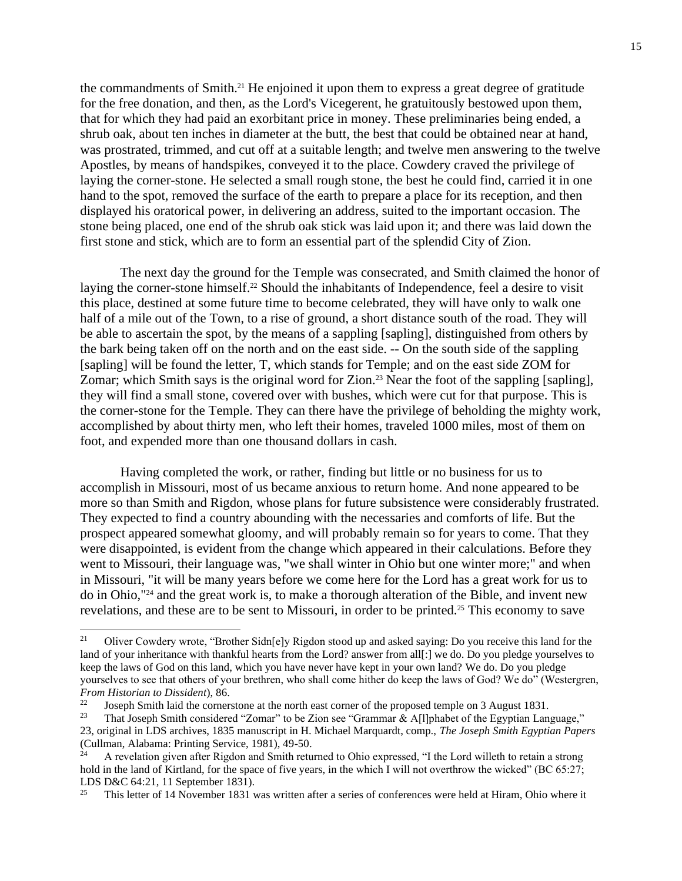the commandments of Smith.[21] He enjoined it upon them to express a great degree of gratitude for the free donation, and then, as the Lord's Vicegerent, he gratuitously bestowed upon them, that for which they had paid an exorbitant price in money. These preliminaries being ended, a shrub oak, about ten inches in diameter at the butt, the best that could be obtained near at hand, was prostrated, trimmed, and cut off at a suitable length; and twelve men answering to the twelve Apostles, by means of handspikes, conveyed it to the place. Cowdery craved the privilege of laying the corner-stone. He selected a small rough stone, the best he could find, carried it in one hand to the spot, removed the surface of the earth to prepare a place for its reception, and then displayed his oratorical power, in delivering an address, suited to the important occasion. The stone being placed, one end of the shrub oak stick was laid upon it; and there was laid down the first stone and stick, which are to form an essential part of the splendid City of Zion.

The next day the ground for the Temple was consecrated, and Smith claimed the honor of laying the corner-stone himself.[22] Should the inhabitants of Independence, feel a desire to visit this place, destined at some future time to become celebrated, they will have only to walk one half of a mile out of the Town, to a rise of ground, a short distance south of the road. They will be able to ascertain the spot, by the means of a sappling [sapling], distinguished from others by the bark being taken off on the north and on the east side. -- On the south side of the sappling [sapling] will be found the letter, T, which stands for Temple; and on the east side ZOM for Zomar; which Smith says is the original word for Zion.[23] Near the foot of the sappling [sapling], they will find a small stone, covered over with bushes, which were cut for that purpose. This is the corner-stone for the Temple. They can there have the privilege of beholding the mighty work, accomplished by about thirty men, who left their homes, traveled 1000 miles, most of them on foot, and expended more than one thousand dollars in cash.

Having completed the work, or rather, finding but little or no business for us to accomplish in Missouri, most of us became anxious to return home. And none appeared to be more so than Smith and Rigdon, whose plans for future subsistence were considerably frustrated. They expected to find a country abounding with the necessaries and comforts of life. But the prospect appeared somewhat gloomy, and will probably remain so for years to come. That they were disappointed, is evident from the change which appeared in their calculations. Before they went to Missouri, their language was, "we shall winter in Ohio but one winter more;" and when in Missouri, "it will be many years before we come here for the Lord has a great work for us to do in Ohio,"[24] and the great work is, to make a thorough alteration of the Bible, and invent new revelations, and these are to be sent to Missouri, in order to be printed.[25] This economy to save

---

[21] Oliver Cowdery wrote, "Brother Sidn[e]y Rigdon stood up and asked saying: Do you receive this land for the land of your inheritance with thankful hearts from the Lord? answer from all[:] we do. Do you pledge yourselves to keep the laws of God on this land, which you have never have kept in your own land? We do. Do you pledge yourselves to see that others of your brethren, who shall come hither do keep the laws of God? We do" (Westergren, *From Historian to Dissident*), 86.

[22] Joseph Smith laid the cornerstone at the north east corner of the proposed temple on 3 August 1831.

[23] That Joseph Smith considered "Zomar" to be Zion see "Grammar & A[l]phabet of the Egyptian Language," 23, original in LDS archives, 1835 manuscript in H. Michael Marquardt, comp., *The Joseph Smith Egyptian Papers* (Cullman, Alabama: Printing Service, 1981), 49-50.

[24] A revelation given after Rigdon and Smith returned to Ohio expressed, "I the Lord willeth to retain a strong hold in the land of Kirtland, for the space of five years, in the which I will not overthrow the wicked" (BC 65:27; LDS D&C 64:21, 11 September 1831).

[25] This letter of 14 November 1831 was written after a series of conferences were held at Hiram, Ohio where it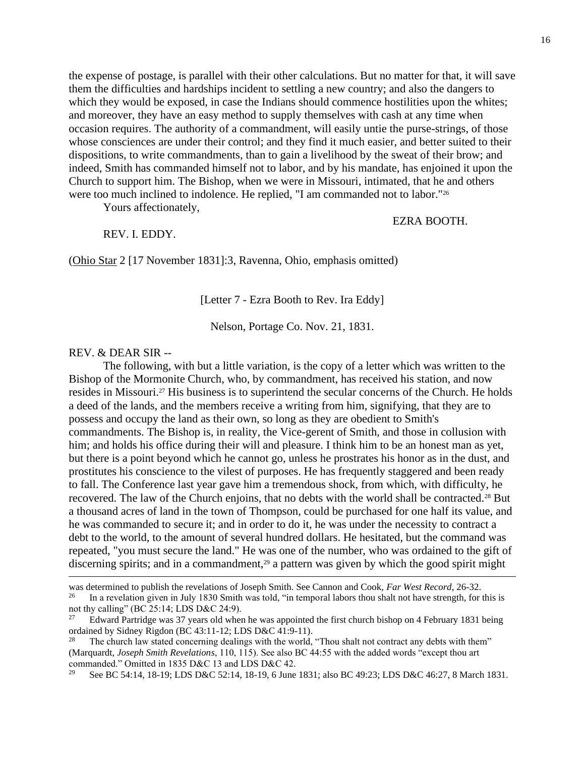the expense of postage, is parallel with their other calculations. But no matter for that, it will save them the difficulties and hardships incident to settling a new country; and also the dangers to which they would be exposed, in case the Indians should commence hostilities upon the whites; and moreover, they have an easy method to supply themselves with cash at any time when occasion requires. The authority of a commandment, will easily untie the purse-strings, of those whose consciences are under their control; and they find it much easier, and better suited to their dispositions, to write commandments, than to gain a livelihood by the sweat of their brow; and indeed, Smith has commanded himself not to labor, and by his mandate, has enjoined it upon the Church to support him. The Bishop, when we were in Missouri, intimated, that he and others were too much inclined to indolence. He replied, "I am commanded not to labor."[26]

Yours affectionately,

EZRA BOOTH.

REV. I. EDDY.

(Ohio Star 2 [17 November 1831]:3, Ravenna, Ohio, emphasis omitted)

[Letter 7 - Ezra Booth to Rev. Ira Eddy]

Nelson, Portage Co. Nov. 21, 1831.

REV. & DEAR SIR --

The following, with but a little variation, is the copy of a letter which was written to the Bishop of the Mormonite Church, who, by commandment, has received his station, and now resides in Missouri.[27] His business is to superintend the secular concerns of the Church. He holds a deed of the lands, and the members receive a writing from him, signifying, that they are to possess and occupy the land as their own, so long as they are obedient to Smith's commandments. The Bishop is, in reality, the Vice-gerent of Smith, and those in collusion with him; and holds his office during their will and pleasure. I think him to be an honest man as yet, but there is a point beyond which he cannot go, unless he prostrates his honor as in the dust, and prostitutes his conscience to the vilest of purposes. He has frequently staggered and been ready to fall. The Conference last year gave him a tremendous shock, from which, with difficulty, he recovered. The law of the Church enjoins, that no debts with the world shall be contracted.[28] But a thousand acres of land in the town of Thompson, could be purchased for one half its value, and he was commanded to secure it; and in order to do it, he was under the necessity to contract a debt to the world, to the amount of several hundred dollars. He hesitated, but the command was repeated, "you must secure the land." He was one of the number, who was ordained to the gift of discerning spirits; and in a commandment,[29] a pattern was given by which the good spirit might

---

was determined to publish the revelations of Joseph Smith. See Cannon and Cook, *Far West Record*, 26-32.

[26] In a revelation given in July 1830 Smith was told, "in temporal labors thou shalt not have strength, for this is not thy calling" (BC 25:14; LDS D&C 24:9).

[27] Edward Partridge was 37 years old when he was appointed the first church bishop on 4 February 1831 being ordained by Sidney Rigdon (BC 43:11-12; LDS D&C 41:9-11).

[28] The church law stated concerning dealings with the world, "Thou shalt not contract any debts with them" (Marquardt, *Joseph Smith Revelations*, 110, 115). See also BC 44:55 with the added words "except thou art commanded." Omitted in 1835 D&C 13 and LDS D&C 42.

[29] See BC 54:14, 18-19; LDS D&C 52:14, 18-19, 6 June 1831; also BC 49:23; LDS D&C 46:27, 8 March 1831.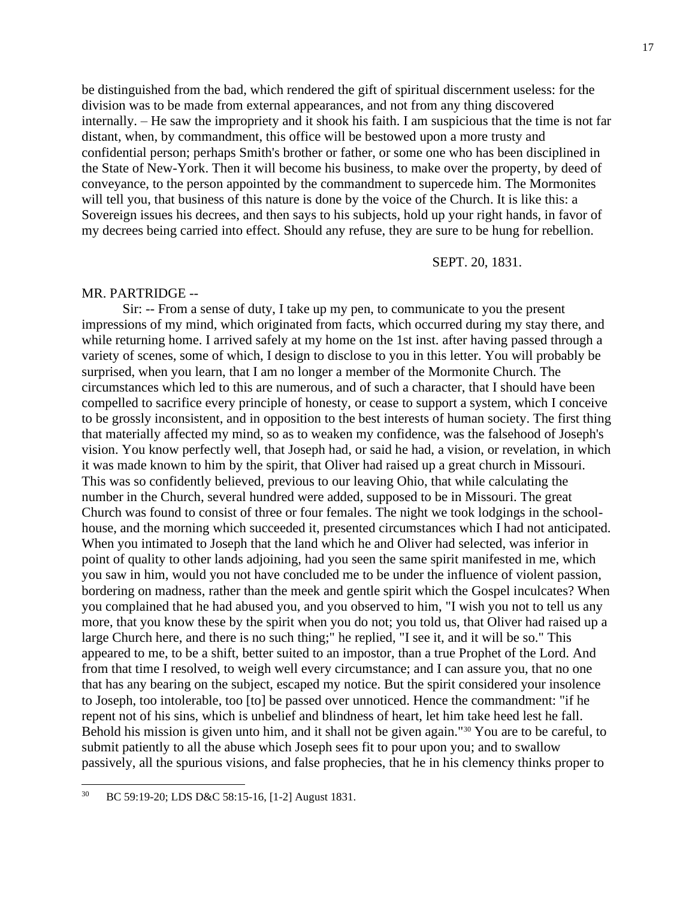be distinguished from the bad, which rendered the gift of spiritual discernment useless: for the division was to be made from external appearances, and not from any thing discovered internally. – He saw the impropriety and it shook his faith. I am suspicious that the time is not far distant, when, by commandment, this office will be bestowed upon a more trusty and confidential person; perhaps Smith's brother or father, or some one who has been disciplined in the State of New-York. Then it will become his business, to make over the property, by deed of conveyance, to the person appointed by the commandment to supercede him. The Mormonites will tell you, that business of this nature is done by the voice of the Church. It is like this: a Sovereign issues his decrees, and then says to his subjects, hold up your right hands, in favor of my decrees being carried into effect. Should any refuse, they are sure to be hung for rebellion.

SEPT. 20, 1831.

MR. PARTRIDGE --

Sir: -- From a sense of duty, I take up my pen, to communicate to you the present impressions of my mind, which originated from facts, which occurred during my stay there, and while returning home. I arrived safely at my home on the 1st inst. after having passed through a variety of scenes, some of which, I design to disclose to you in this letter. You will probably be surprised, when you learn, that I am no longer a member of the Mormonite Church. The circumstances which led to this are numerous, and of such a character, that I should have been compelled to sacrifice every principle of honesty, or cease to support a system, which I conceive to be grossly inconsistent, and in opposition to the best interests of human society. The first thing that materially affected my mind, so as to weaken my confidence, was the falsehood of Joseph's vision. You know perfectly well, that Joseph had, or said he had, a vision, or revelation, in which it was made known to him by the spirit, that Oliver had raised up a great church in Missouri. This was so confidently believed, previous to our leaving Ohio, that while calculating the number in the Church, several hundred were added, supposed to be in Missouri. The great Church was found to consist of three or four females. The night we took lodgings in the school-house, and the morning which succeeded it, presented circumstances which I had not anticipated. When you intimated to Joseph that the land which he and Oliver had selected, was inferior in point of quality to other lands adjoining, had you seen the same spirit manifested in me, which you saw in him, would you not have concluded me to be under the influence of violent passion, bordering on madness, rather than the meek and gentle spirit which the Gospel inculcates? When you complained that he had abused you, and you observed to him, "I wish you not to tell us any more, that you know these by the spirit when you do not; you told us, that Oliver had raised up a large Church here, and there is no such thing;" he replied, "I see it, and it will be so." This appeared to me, to be a shift, better suited to an impostor, than a true Prophet of the Lord. And from that time I resolved, to weigh well every circumstance; and I can assure you, that no one that has any bearing on the subject, escaped my notice. But the spirit considered your insolence to Joseph, too intolerable, too [to] be passed over unnoticed. Hence the commandment: "if he repent not of his sins, which is unbelief and blindness of heart, let him take heed lest he fall. Behold his mission is given unto him, and it shall not be given again."[30] You are to be careful, to submit patiently to all the abuse which Joseph sees fit to pour upon you; and to swallow passively, all the spurious visions, and false prophecies, that he in his clemency thinks proper to

---

[30] BC 59:19-20; LDS D&C 58:15-16, [1-2] August 1831.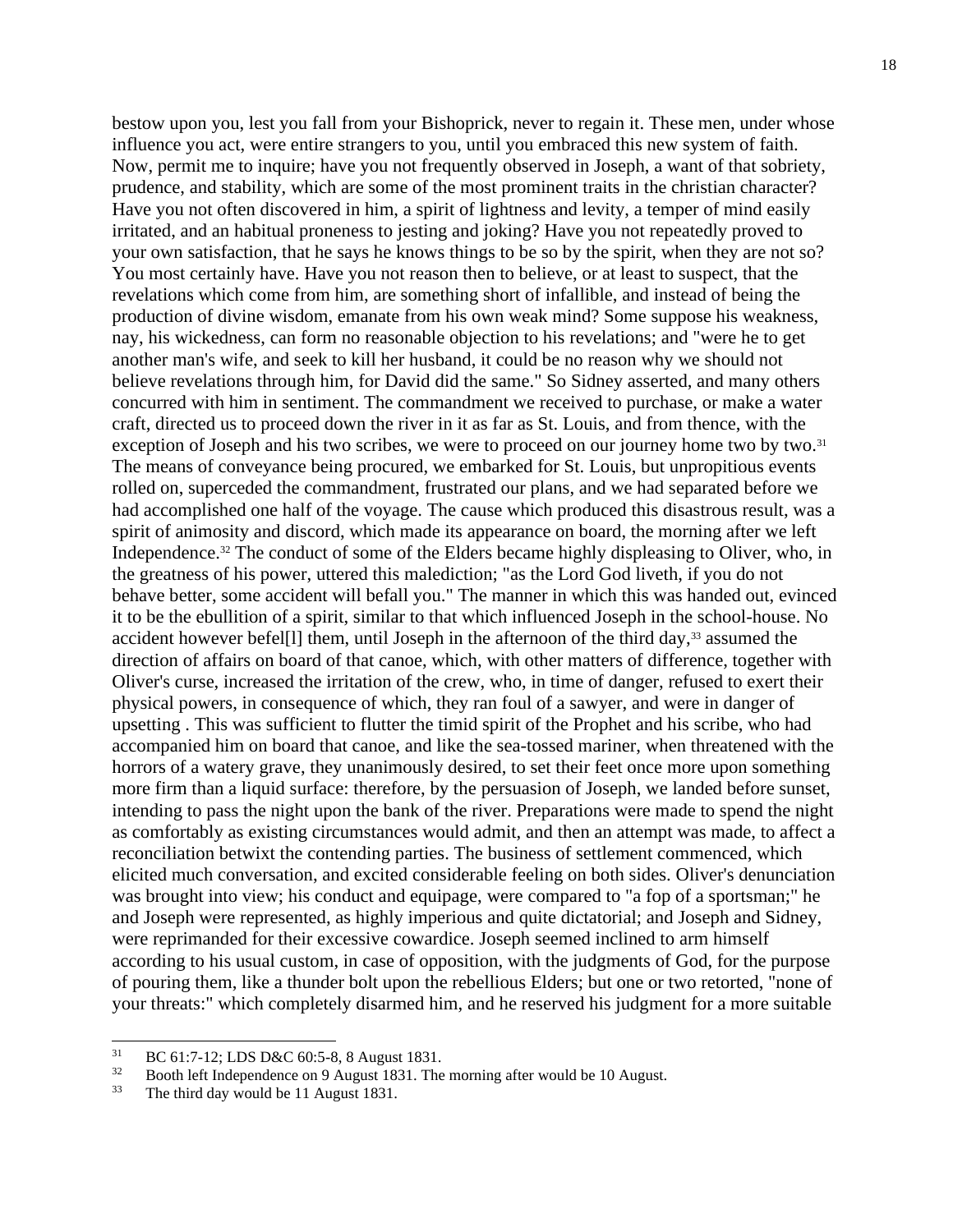bestow upon you, lest you fall from your Bishoprick, never to regain it. These men, under whose influence you act, were entire strangers to you, until you embraced this new system of faith. Now, permit me to inquire; have you not frequently observed in Joseph, a want of that sobriety, prudence, and stability, which are some of the most prominent traits in the christian character? Have you not often discovered in him, a spirit of lightness and levity, a temper of mind easily irritated, and an habitual proneness to jesting and joking? Have you not repeatedly proved to your own satisfaction, that he says he knows things to be so by the spirit, when they are not so? You most certainly have. Have you not reason then to believe, or at least to suspect, that the revelations which come from him, are something short of infallible, and instead of being the production of divine wisdom, emanate from his own weak mind? Some suppose his weakness, nay, his wickedness, can form no reasonable objection to his revelations; and "were he to get another man's wife, and seek to kill her husband, it could be no reason why we should not believe revelations through him, for David did the same." So Sidney asserted, and many others concurred with him in sentiment. The commandment we received to purchase, or make a water craft, directed us to proceed down the river in it as far as St. Louis, and from thence, with the exception of Joseph and his two scribes, we were to proceed on our journey home two by two.[31] The means of conveyance being procured, we embarked for St. Louis, but unpropitious events rolled on, superceded the commandment, frustrated our plans, and we had separated before we had accomplished one half of the voyage. The cause which produced this disastrous result, was a spirit of animosity and discord, which made its appearance on board, the morning after we left Independence.[32] The conduct of some of the Elders became highly displeasing to Oliver, who, in the greatness of his power, uttered this malediction; "as the Lord God liveth, if you do not behave better, some accident will befall you." The manner in which this was handed out, evinced it to be the ebullition of a spirit, similar to that which influenced Joseph in the school-house. No accident however befel[l] them, until Joseph in the afternoon of the third day,[33] assumed the direction of affairs on board of that canoe, which, with other matters of difference, together with Oliver's curse, increased the irritation of the crew, who, in time of danger, refused to exert their physical powers, in consequence of which, they ran foul of a sawyer, and were in danger of upsetting . This was sufficient to flutter the timid spirit of the Prophet and his scribe, who had accompanied him on board that canoe, and like the sea-tossed mariner, when threatened with the horrors of a watery grave, they unanimously desired, to set their feet once more upon something more firm than a liquid surface: therefore, by the persuasion of Joseph, we landed before sunset, intending to pass the night upon the bank of the river. Preparations were made to spend the night as comfortably as existing circumstances would admit, and then an attempt was made, to affect a reconciliation betwixt the contending parties. The business of settlement commenced, which elicited much conversation, and excited considerable feeling on both sides. Oliver's denunciation was brought into view; his conduct and equipage, were compared to "a fop of a sportsman;" he and Joseph were represented, as highly imperious and quite dictatorial; and Joseph and Sidney, were reprimanded for their excessive cowardice. Joseph seemed inclined to arm himself according to his usual custom, in case of opposition, with the judgments of God, for the purpose of pouring them, like a thunder bolt upon the rebellious Elders; but one or two retorted, "none of your threats:" which completely disarmed him, and he reserved his judgment for a more suitable

---

[31] BC 61:7-12; LDS D&C 60:5-8, 8 August 1831.

[32] Booth left Independence on 9 August 1831. The morning after would be 10 August.

[33] The third day would be 11 August 1831.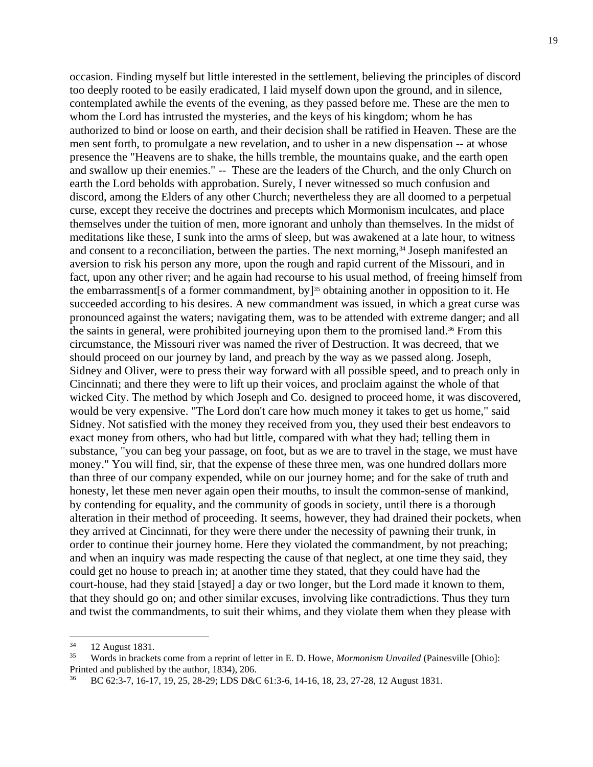occasion. Finding myself but little interested in the settlement, believing the principles of discord too deeply rooted to be easily eradicated, I laid myself down upon the ground, and in silence, contemplated awhile the events of the evening, as they passed before me. These are the men to whom the Lord has intrusted the mysteries, and the keys of his kingdom; whom he has authorized to bind or loose on earth, and their decision shall be ratified in Heaven. These are the men sent forth, to promulgate a new revelation, and to usher in a new dispensation -- at whose presence the "Heavens are to shake, the hills tremble, the mountains quake, and the earth open and swallow up their enemies." -- These are the leaders of the Church, and the only Church on earth the Lord beholds with approbation. Surely, I never witnessed so much confusion and discord, among the Elders of any other Church; nevertheless they are all doomed to a perpetual curse, except they receive the doctrines and precepts which Mormonism inculcates, and place themselves under the tuition of men, more ignorant and unholy than themselves. In the midst of meditations like these, I sunk into the arms of sleep, but was awakened at a late hour, to witness and consent to a reconciliation, between the parties. The next morning,[34] Joseph manifested an aversion to risk his person any more, upon the rough and rapid current of the Missouri, and in fact, upon any other river; and he again had recourse to his usual method, of freeing himself from the embarrassment[s of a former commandment, by][35] obtaining another in opposition to it. He succeeded according to his desires. A new commandment was issued, in which a great curse was pronounced against the waters; navigating them, was to be attended with extreme danger; and all the saints in general, were prohibited journeying upon them to the promised land.[36] From this circumstance, the Missouri river was named the river of Destruction. It was decreed, that we should proceed on our journey by land, and preach by the way as we passed along. Joseph, Sidney and Oliver, were to press their way forward with all possible speed, and to preach only in Cincinnati; and there they were to lift up their voices, and proclaim against the whole of that wicked City. The method by which Joseph and Co. designed to proceed home, it was discovered, would be very expensive. "The Lord don't care how much money it takes to get us home," said Sidney. Not satisfied with the money they received from you, they used their best endeavors to exact money from others, who had but little, compared with what they had; telling them in substance, "you can beg your passage, on foot, but as we are to travel in the stage, we must have money." You will find, sir, that the expense of these three men, was one hundred dollars more than three of our company expended, while on our journey home; and for the sake of truth and honesty, let these men never again open their mouths, to insult the common-sense of mankind, by contending for equality, and the community of goods in society, until there is a thorough alteration in their method of proceeding. It seems, however, they had drained their pockets, when they arrived at Cincinnati, for they were there under the necessity of pawning their trunk, in order to continue their journey home. Here they violated the commandment, by not preaching; and when an inquiry was made respecting the cause of that neglect, at one time they said, they could get no house to preach in; at another time they stated, that they could have had the court-house, had they staid [stayed] a day or two longer, but the Lord made it known to them, that they should go on; and other similar excuses, involving like contradictions. Thus they turn and twist the commandments, to suit their whims, and they violate them when they please with

---

[34] 12 August 1831.

[35] Words in brackets come from a reprint of letter in E. D. Howe, *Mormonism Unvailed* (Painesville [Ohio]: Printed and published by the author, 1834), 206.

[36] BC 62:3-7, 16-17, 19, 25, 28-29; LDS D&C 61:3-6, 14-16, 18, 23, 27-28, 12 August 1831.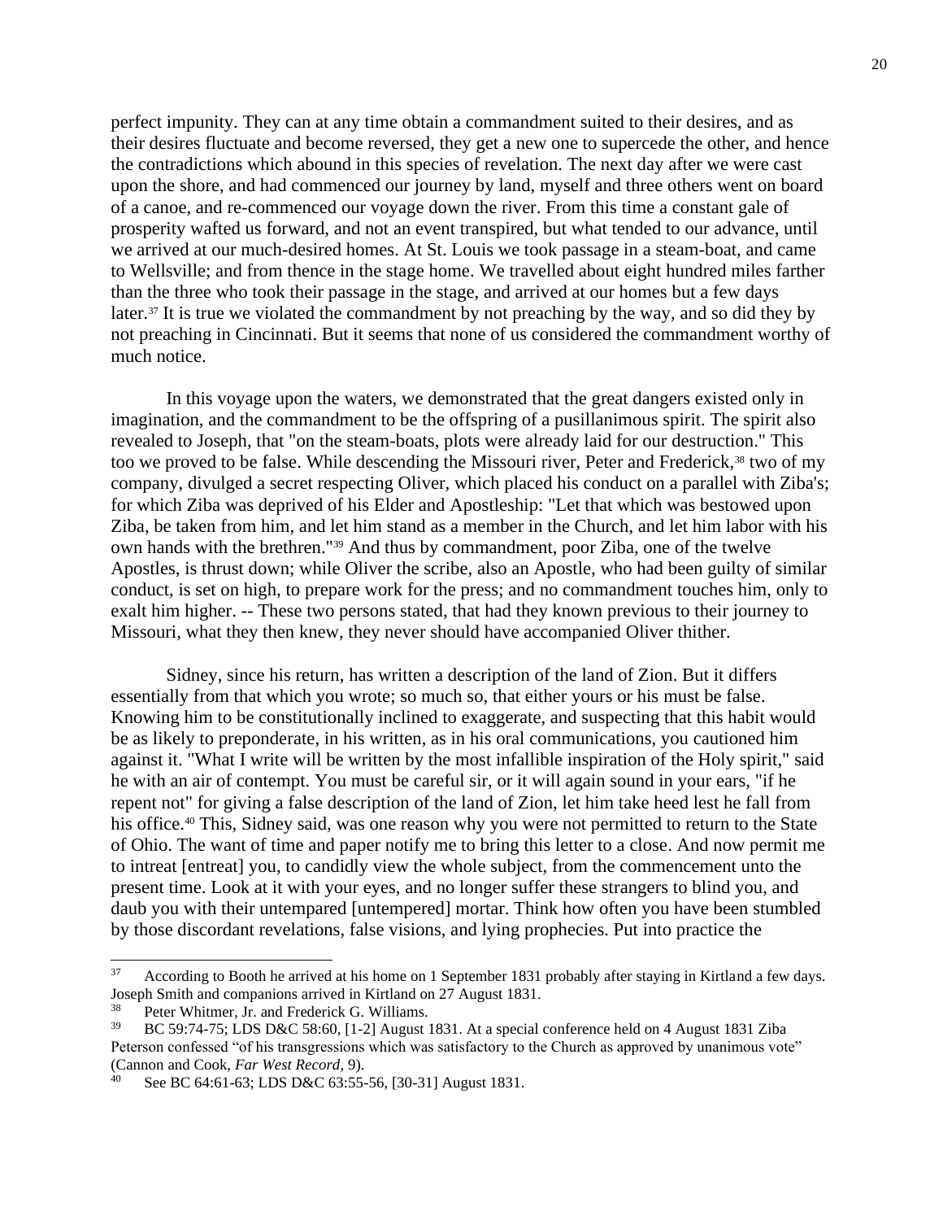perfect impunity. They can at any time obtain a commandment suited to their desires, and as their desires fluctuate and become reversed, they get a new one to supercede the other, and hence the contradictions which abound in this species of revelation. The next day after we were cast upon the shore, and had commenced our journey by land, myself and three others went on board of a canoe, and re-commenced our voyage down the river. From this time a constant gale of prosperity wafted us forward, and not an event transpired, but what tended to our advance, until we arrived at our much-desired homes. At St. Louis we took passage in a steam-boat, and came to Wellsville; and from thence in the stage home. We travelled about eight hundred miles farther than the three who took their passage in the stage, and arrived at our homes but a few days later.[37] It is true we violated the commandment by not preaching by the way, and so did they by not preaching in Cincinnati. But it seems that none of us considered the commandment worthy of much notice.

In this voyage upon the waters, we demonstrated that the great dangers existed only in imagination, and the commandment to be the offspring of a pusillanimous spirit. The spirit also revealed to Joseph, that "on the steam-boats, plots were already laid for our destruction." This too we proved to be false. While descending the Missouri river, Peter and Frederick,[38] two of my company, divulged a secret respecting Oliver, which placed his conduct on a parallel with Ziba's; for which Ziba was deprived of his Elder and Apostleship: "Let that which was bestowed upon Ziba, be taken from him, and let him stand as a member in the Church, and let him labor with his own hands with the brethren."[39] And thus by commandment, poor Ziba, one of the twelve Apostles, is thrust down; while Oliver the scribe, also an Apostle, who had been guilty of similar conduct, is set on high, to prepare work for the press; and no commandment touches him, only to exalt him higher. -- These two persons stated, that had they known previous to their journey to Missouri, what they then knew, they never should have accompanied Oliver thither.

Sidney, since his return, has written a description of the land of Zion. But it differs essentially from that which you wrote; so much so, that either yours or his must be false. Knowing him to be constitutionally inclined to exaggerate, and suspecting that this habit would be as likely to preponderate, in his written, as in his oral communications, you cautioned him against it. "What I write will be written by the most infallible inspiration of the Holy spirit," said he with an air of contempt. You must be careful sir, or it will again sound in your ears, "if he repent not" for giving a false description of the land of Zion, let him take heed lest he fall from his office.[40] This, Sidney said, was one reason why you were not permitted to return to the State of Ohio. The want of time and paper notify me to bring this letter to a close. And now permit me to intreat [entreat] you, to candidly view the whole subject, from the commencement unto the present time. Look at it with your eyes, and no longer suffer these strangers to blind you, and daub you with their untempared [untempered] mortar. Think how often you have been stumbled by those discordant revelations, false visions, and lying prophecies. Put into practice the

---

[37] According to Booth he arrived at his home on 1 September 1831 probably after staying in Kirtland a few days. Joseph Smith and companions arrived in Kirtland on 27 August 1831.

[38] Peter Whitmer, Jr. and Frederick G. Williams.

[39] BC 59:74-75; LDS D&C 58:60, [1-2] August 1831. At a special conference held on 4 August 1831 Ziba Peterson confessed "of his transgressions which was satisfactory to the Church as approved by unanimous vote" (Cannon and Cook, *Far West Record*, 9).

[40] See BC 64:61-63; LDS D&C 63:55-56, [30-31] August 1831.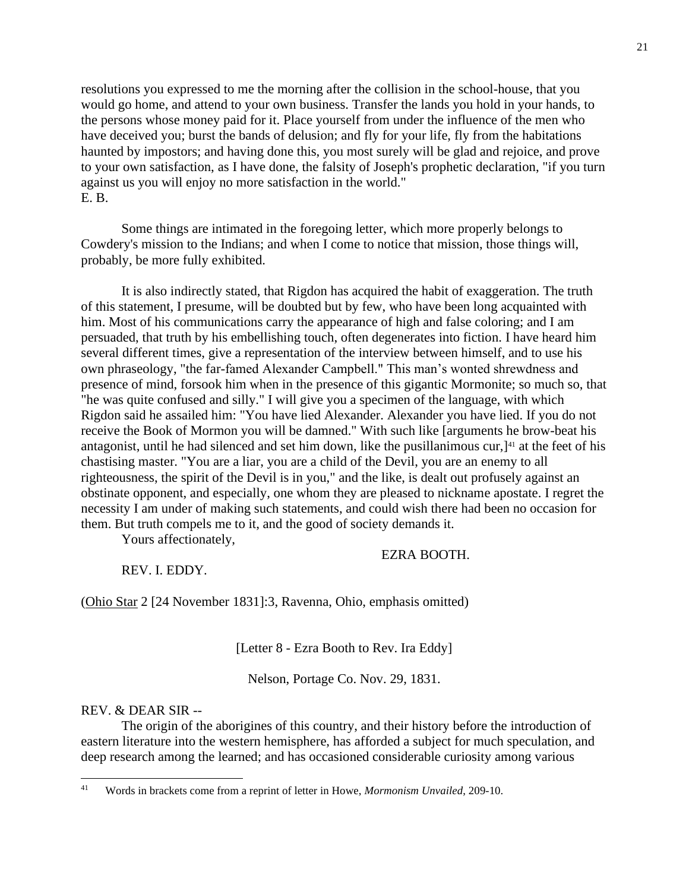resolutions you expressed to me the morning after the collision in the school-house, that you would go home, and attend to your own business. Transfer the lands you hold in your hands, to the persons whose money paid for it. Place yourself from under the influence of the men who have deceived you; burst the bands of delusion; and fly for your life, fly from the habitations haunted by impostors; and having done this, you most surely will be glad and rejoice, and prove to your own satisfaction, as I have done, the falsity of Joseph's prophetic declaration, "if you turn against us you will enjoy no more satisfaction in the world."
E. B.

Some things are intimated in the foregoing letter, which more properly belongs to Cowdery's mission to the Indians; and when I come to notice that mission, those things will, probably, be more fully exhibited.

It is also indirectly stated, that Rigdon has acquired the habit of exaggeration. The truth of this statement, I presume, will be doubted but by few, who have been long acquainted with him. Most of his communications carry the appearance of high and false coloring; and I am persuaded, that truth by his embellishing touch, often degenerates into fiction. I have heard him several different times, give a representation of the interview between himself, and to use his own phraseology, "the far-famed Alexander Campbell." This man's wonted shrewdness and presence of mind, forsook him when in the presence of this gigantic Mormonite; so much so, that "he was quite confused and silly." I will give you a specimen of the language, with which Rigdon said he assailed him: "You have lied Alexander. Alexander you have lied. If you do not receive the Book of Mormon you will be damned." With such like [arguments he brow-beat his antagonist, until he had silenced and set him down, like the pusillanimous cur,][41] at the feet of his chastising master. "You are a liar, you are a child of the Devil, you are an enemy to all righteousness, the spirit of the Devil is in you," and the like, is dealt out profusely against an obstinate opponent, and especially, one whom they are pleased to nickname apostate. I regret the necessity I am under of making such statements, and could wish there had been no occasion for them. But truth compels me to it, and the good of society demands it.

Yours affectionately,

EZRA BOOTH.

REV. I. EDDY.

(Ohio Star 2 [24 November 1831]:3, Ravenna, Ohio, emphasis omitted)

[Letter 8 - Ezra Booth to Rev. Ira Eddy]

Nelson, Portage Co. Nov. 29, 1831.

REV. & DEAR SIR --

The origin of the aborigines of this country, and their history before the introduction of eastern literature into the western hemisphere, has afforded a subject for much speculation, and deep research among the learned; and has occasioned considerable curiosity among various

[41] Words in brackets come from a reprint of letter in Howe, *Mormonism Unvailed*, 209-10.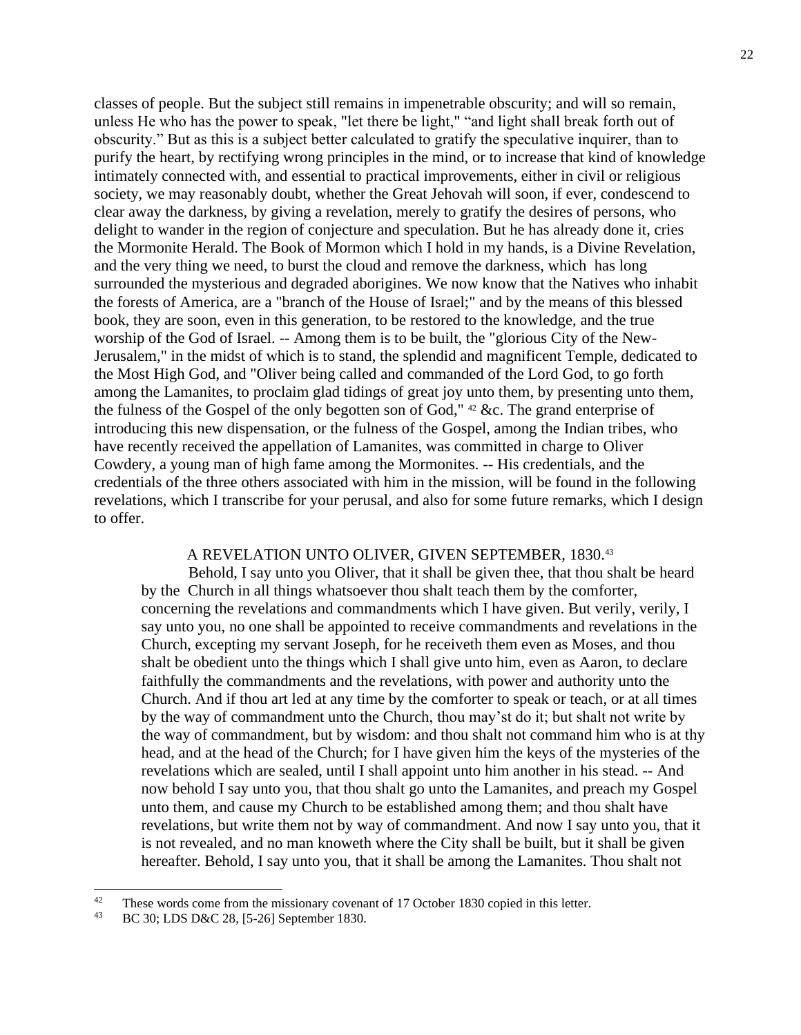classes of people. But the subject still remains in impenetrable obscurity; and will so remain, unless He who has the power to speak, "let there be light," "and light shall break forth out of obscurity." But as this is a subject better calculated to gratify the speculative inquirer, than to purify the heart, by rectifying wrong principles in the mind, or to increase that kind of knowledge intimately connected with, and essential to practical improvements, either in civil or religious society, we may reasonably doubt, whether the Great Jehovah will soon, if ever, condescend to clear away the darkness, by giving a revelation, merely to gratify the desires of persons, who delight to wander in the region of conjecture and speculation. But he has already done it, cries the Mormonite Herald. The Book of Mormon which I hold in my hands, is a Divine Revelation, and the very thing we need, to burst the cloud and remove the darkness, which has long surrounded the mysterious and degraded aborigines. We now know that the Natives who inhabit the forests of America, are a "branch of the House of Israel;" and by the means of this blessed book, they are soon, even in this generation, to be restored to the knowledge, and the true worship of the God of Israel. -- Among them is to be built, the "glorious City of the New-Jerusalem," in the midst of which is to stand, the splendid and magnificent Temple, dedicated to the Most High God, and "Oliver being called and commanded of the Lord God, to go forth among the Lamanites, to proclaim glad tidings of great joy unto them, by presenting unto them, the fulness of the Gospel of the only begotten son of God," [42] &c. The grand enterprise of introducing this new dispensation, or the fulness of the Gospel, among the Indian tribes, who have recently received the appellation of Lamanites, was committed in charge to Oliver Cowdery, a young man of high fame among the Mormonites. -- His credentials, and the credentials of the three others associated with him in the mission, will be found in the following revelations, which I transcribe for your perusal, and also for some future remarks, which I design to offer.

> A REVELATION UNTO OLIVER, GIVEN SEPTEMBER, 1830.[43]
>
> Behold, I say unto you Oliver, that it shall be given thee, that thou shalt be heard by the Church in all things whatsoever thou shalt teach them by the comforter, concerning the revelations and commandments which I have given. But verily, verily, I say unto you, no one shall be appointed to receive commandments and revelations in the Church, excepting my servant Joseph, for he receiveth them even as Moses, and thou shalt be obedient unto the things which I shall give unto him, even as Aaron, to declare faithfully the commandments and the revelations, with power and authority unto the Church. And if thou art led at any time by the comforter to speak or teach, or at all times by the way of commandment unto the Church, thou may'st do it; but shalt not write by the way of commandment, but by wisdom: and thou shalt not command him who is at thy head, and at the head of the Church; for I have given him the keys of the mysteries of the revelations which are sealed, until I shall appoint unto him another in his stead. -- And now behold I say unto you, that thou shalt go unto the Lamanites, and preach my Gospel unto them, and cause my Church to be established among them; and thou shalt have revelations, but write them not by way of commandment. And now I say unto you, that it is not revealed, and no man knoweth where the City shall be built, but it shall be given hereafter. Behold, I say unto you, that it shall be among the Lamanites. Thou shalt not

---

[42] These words come from the missionary covenant of 17 October 1830 copied in this letter.

[43] BC 30; LDS D&C 28, [5-26] September 1830.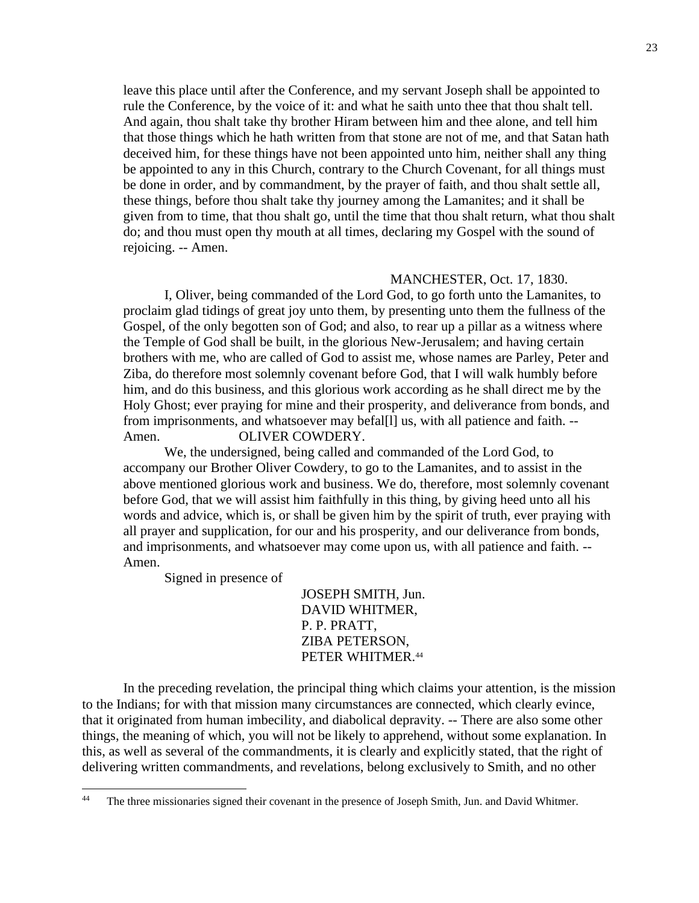leave this place until after the Conference, and my servant Joseph shall be appointed to rule the Conference, by the voice of it: and what he saith unto thee that thou shalt tell. And again, thou shalt take thy brother Hiram between him and thee alone, and tell him that those things which he hath written from that stone are not of me, and that Satan hath deceived him, for these things have not been appointed unto him, neither shall any thing be appointed to any in this Church, contrary to the Church Covenant, for all things must be done in order, and by commandment, by the prayer of faith, and thou shalt settle all, these things, before thou shalt take thy journey among the Lamanites; and it shall be given from to time, that thou shalt go, until the time that thou shalt return, what thou shalt do; and thou must open thy mouth at all times, declaring my Gospel with the sound of rejoicing. -- Amen.

MANCHESTER, Oct. 17, 1830.

I, Oliver, being commanded of the Lord God, to go forth unto the Lamanites, to proclaim glad tidings of great joy unto them, by presenting unto them the fullness of the Gospel, of the only begotten son of God; and also, to rear up a pillar as a witness where the Temple of God shall be built, in the glorious New-Jerusalem; and having certain brothers with me, who are called of God to assist me, whose names are Parley, Peter and Ziba, do therefore most solemnly covenant before God, that I will walk humbly before him, and do this business, and this glorious work according as he shall direct me by the Holy Ghost; ever praying for mine and their prosperity, and deliverance from bonds, and from imprisonments, and whatsoever may befal[l] us, with all patience and faith. -- Amen. OLIVER COWDERY.

We, the undersigned, being called and commanded of the Lord God, to accompany our Brother Oliver Cowdery, to go to the Lamanites, and to assist in the above mentioned glorious work and business. We do, therefore, most solemnly covenant before God, that we will assist him faithfully in this thing, by giving heed unto all his words and advice, which is, or shall be given him by the spirit of truth, ever praying with all prayer and supplication, for our and his prosperity, and our deliverance from bonds, and imprisonments, and whatsoever may come upon us, with all patience and faith. -- Amen.

Signed in presence of

JOSEPH SMITH, Jun.
DAVID WHITMER,
P. P. PRATT,
ZIBA PETERSON,
PETER WHITMER.[44]

In the preceding revelation, the principal thing which claims your attention, is the mission to the Indians; for with that mission many circumstances are connected, which clearly evince, that it originated from human imbecility, and diabolical depravity. -- There are also some other things, the meaning of which, you will not be likely to apprehend, without some explanation. In this, as well as several of the commandments, it is clearly and explicitly stated, that the right of delivering written commandments, and revelations, belong exclusively to Smith, and no other

[44] The three missionaries signed their covenant in the presence of Joseph Smith, Jun. and David Whitmer.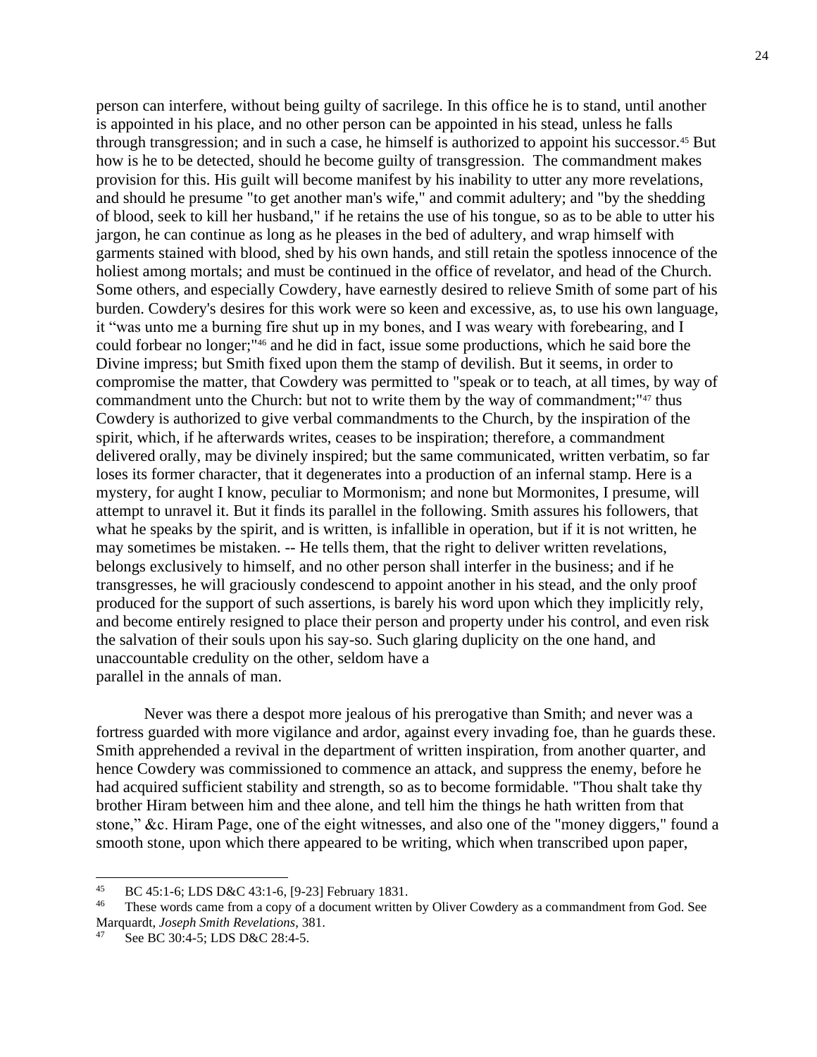person can interfere, without being guilty of sacrilege. In this office he is to stand, until another is appointed in his place, and no other person can be appointed in his stead, unless he falls through transgression; and in such a case, he himself is authorized to appoint his successor.[45] But how is he to be detected, should he become guilty of transgression. The commandment makes provision for this. His guilt will become manifest by his inability to utter any more revelations, and should he presume "to get another man's wife," and commit adultery; and "by the shedding of blood, seek to kill her husband," if he retains the use of his tongue, so as to be able to utter his jargon, he can continue as long as he pleases in the bed of adultery, and wrap himself with garments stained with blood, shed by his own hands, and still retain the spotless innocence of the holiest among mortals; and must be continued in the office of revelator, and head of the Church. Some others, and especially Cowdery, have earnestly desired to relieve Smith of some part of his burden. Cowdery's desires for this work were so keen and excessive, as, to use his own language, it "was unto me a burning fire shut up in my bones, and I was weary with forebearing, and I could forbear no longer;"[46] and he did in fact, issue some productions, which he said bore the Divine impress; but Smith fixed upon them the stamp of devilish. But it seems, in order to compromise the matter, that Cowdery was permitted to "speak or to teach, at all times, by way of commandment unto the Church: but not to write them by the way of commandment;"[47] thus Cowdery is authorized to give verbal commandments to the Church, by the inspiration of the spirit, which, if he afterwards writes, ceases to be inspiration; therefore, a commandment delivered orally, may be divinely inspired; but the same communicated, written verbatim, so far loses its former character, that it degenerates into a production of an infernal stamp. Here is a mystery, for aught I know, peculiar to Mormonism; and none but Mormonites, I presume, will attempt to unravel it. But it finds its parallel in the following. Smith assures his followers, that what he speaks by the spirit, and is written, is infallible in operation, but if it is not written, he may sometimes be mistaken. -- He tells them, that the right to deliver written revelations, belongs exclusively to himself, and no other person shall interfer in the business; and if he transgresses, he will graciously condescend to appoint another in his stead, and the only proof produced for the support of such assertions, is barely his word upon which they implicitly rely, and become entirely resigned to place their person and property under his control, and even risk the salvation of their souls upon his say-so. Such glaring duplicity on the one hand, and unaccountable credulity on the other, seldom have a parallel in the annals of man.

Never was there a despot more jealous of his prerogative than Smith; and never was a fortress guarded with more vigilance and ardor, against every invading foe, than he guards these. Smith apprehended a revival in the department of written inspiration, from another quarter, and hence Cowdery was commissioned to commence an attack, and suppress the enemy, before he had acquired sufficient stability and strength, so as to become formidable. "Thou shalt take thy brother Hiram between him and thee alone, and tell him the things he hath written from that stone," &c. Hiram Page, one of the eight witnesses, and also one of the "money diggers," found a smooth stone, upon which there appeared to be writing, which when transcribed upon paper,

---

[45] BC 45:1-6; LDS D&C 43:1-6, [9-23] February 1831.

[46] These words came from a copy of a document written by Oliver Cowdery as a commandment from God. See Marquardt, *Joseph Smith Revelations*, 381.

[47] See BC 30:4-5; LDS D&C 28:4-5.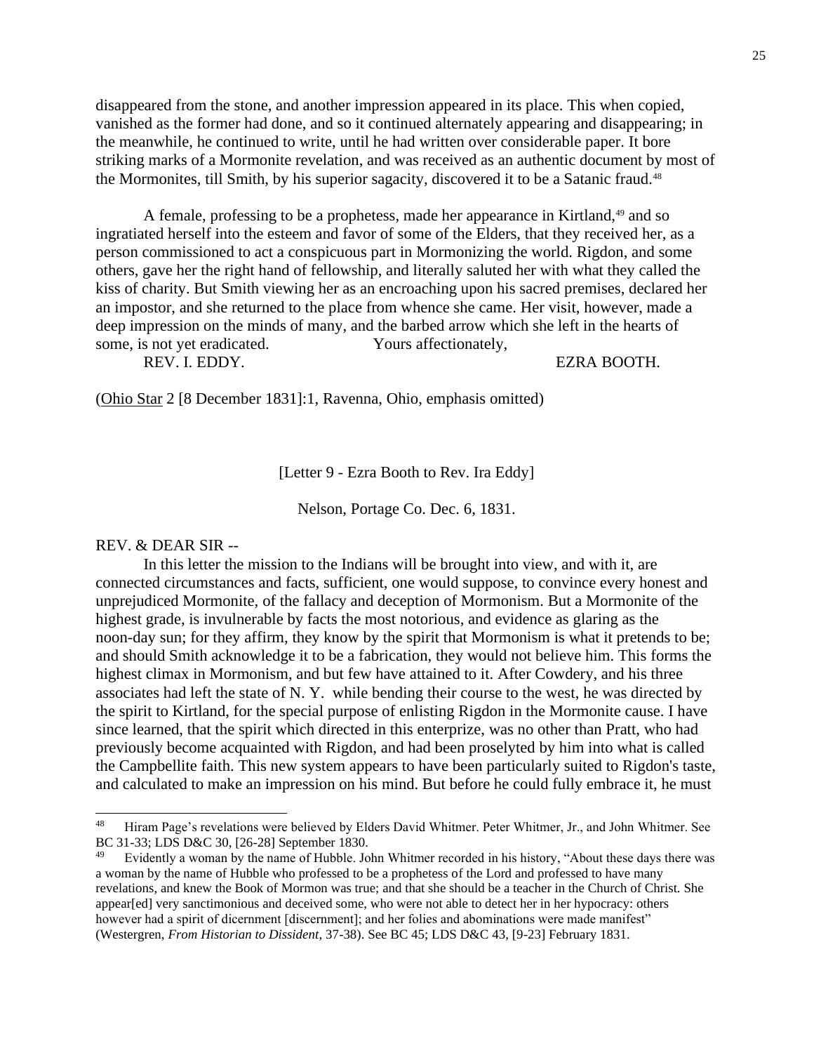disappeared from the stone, and another impression appeared in its place. This when copied, vanished as the former had done, and so it continued alternately appearing and disappearing; in the meanwhile, he continued to write, until he had written over considerable paper. It bore striking marks of a Mormonite revelation, and was received as an authentic document by most of the Mormonites, till Smith, by his superior sagacity, discovered it to be a Satanic fraud.[48]

A female, professing to be a prophetess, made her appearance in Kirtland,[49] and so ingratiated herself into the esteem and favor of some of the Elders, that they received her, as a person commissioned to act a conspicuous part in Mormonizing the world. Rigdon, and some others, gave her the right hand of fellowship, and literally saluted her with what they called the kiss of charity. But Smith viewing her as an encroaching upon his sacred premises, declared her an impostor, and she returned to the place from whence she came. Her visit, however, made a deep impression on the minds of many, and the barbed arrow which she left in the hearts of some, is not yet eradicated. Yours affectionately,

REV. I. EDDY. EZRA BOOTH.

(Ohio Star 2 [8 December 1831]:1, Ravenna, Ohio, emphasis omitted)

[Letter 9 - Ezra Booth to Rev. Ira Eddy]

Nelson, Portage Co. Dec. 6, 1831.

REV. & DEAR SIR --

In this letter the mission to the Indians will be brought into view, and with it, are connected circumstances and facts, sufficient, one would suppose, to convince every honest and unprejudiced Mormonite, of the fallacy and deception of Mormonism. But a Mormonite of the highest grade, is invulnerable by facts the most notorious, and evidence as glaring as the noon-day sun; for they affirm, they know by the spirit that Mormonism is what it pretends to be; and should Smith acknowledge it to be a fabrication, they would not believe him. This forms the highest climax in Mormonism, and but few have attained to it. After Cowdery, and his three associates had left the state of N. Y. while bending their course to the west, he was directed by the spirit to Kirtland, for the special purpose of enlisting Rigdon in the Mormonite cause. I have since learned, that the spirit which directed in this enterprize, was no other than Pratt, who had previously become acquainted with Rigdon, and had been proselyted by him into what is called the Campbellite faith. This new system appears to have been particularly suited to Rigdon's taste, and calculated to make an impression on his mind. But before he could fully embrace it, he must

---

[48] Hiram Page's revelations were believed by Elders David Whitmer. Peter Whitmer, Jr., and John Whitmer. See BC 31-33; LDS D&C 30, [26-28] September 1830.

[49] Evidently a woman by the name of Hubble. John Whitmer recorded in his history, "About these days there was a woman by the name of Hubble who professed to be a prophetess of the Lord and professed to have many revelations, and knew the Book of Mormon was true; and that she should be a teacher in the Church of Christ. She appear[ed] very sanctimonious and deceived some, who were not able to detect her in her hypocracy: others however had a spirit of dicernment [discernment]; and her folies and abominations were made manifest" (Westergren, *From Historian to Dissident*, 37-38). See BC 45; LDS D&C 43, [9-23] February 1831.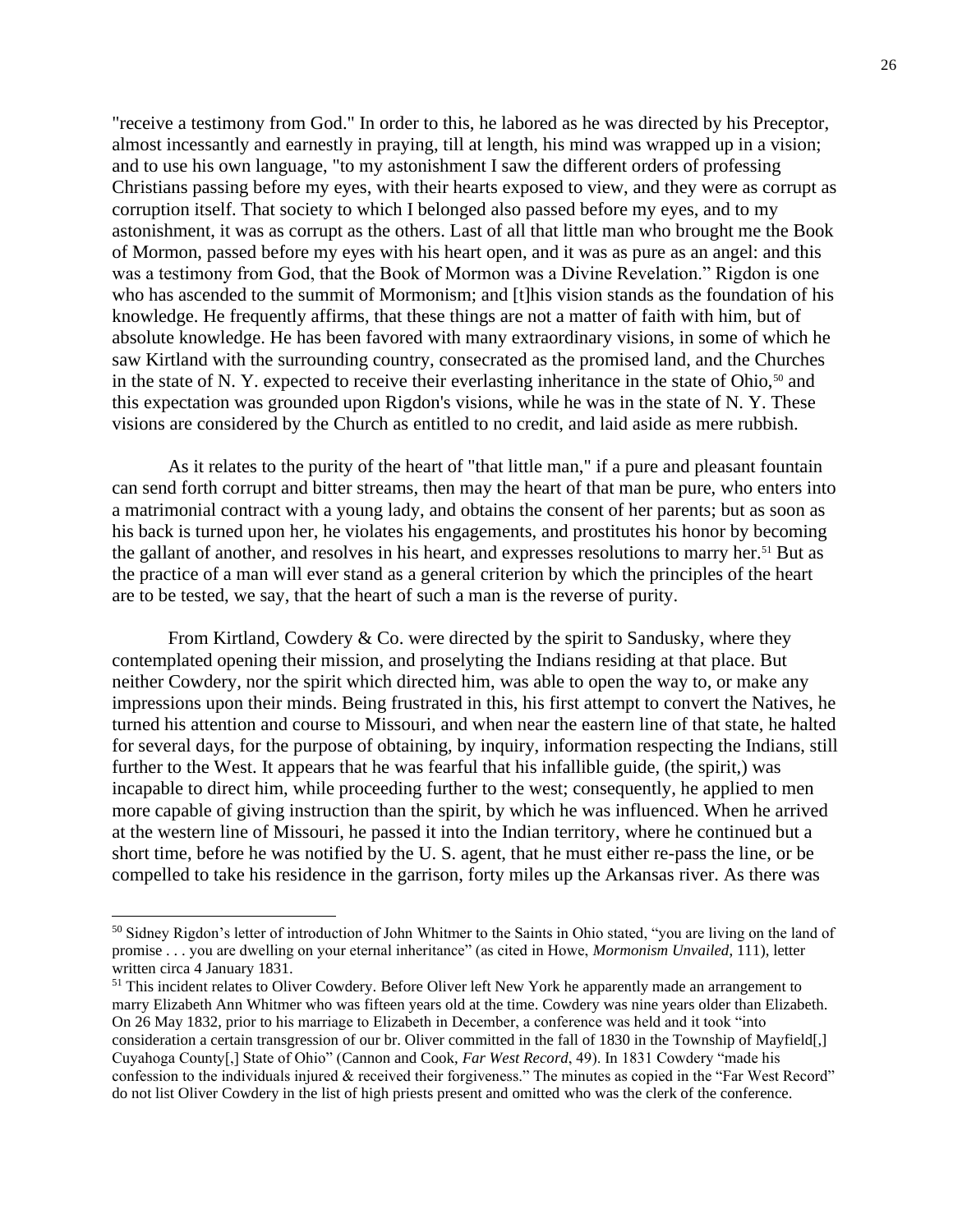"receive a testimony from God." In order to this, he labored as he was directed by his Preceptor, almost incessantly and earnestly in praying, till at length, his mind was wrapped up in a vision; and to use his own language, "to my astonishment I saw the different orders of professing Christians passing before my eyes, with their hearts exposed to view, and they were as corrupt as corruption itself. That society to which I belonged also passed before my eyes, and to my astonishment, it was as corrupt as the others. Last of all that little man who brought me the Book of Mormon, passed before my eyes with his heart open, and it was as pure as an angel: and this was a testimony from God, that the Book of Mormon was a Divine Revelation." Rigdon is one who has ascended to the summit of Mormonism; and [t]his vision stands as the foundation of his knowledge. He frequently affirms, that these things are not a matter of faith with him, but of absolute knowledge. He has been favored with many extraordinary visions, in some of which he saw Kirtland with the surrounding country, consecrated as the promised land, and the Churches in the state of N. Y. expected to receive their everlasting inheritance in the state of Ohio,[50] and this expectation was grounded upon Rigdon's visions, while he was in the state of N. Y. These visions are considered by the Church as entitled to no credit, and laid aside as mere rubbish.

As it relates to the purity of the heart of "that little man," if a pure and pleasant fountain can send forth corrupt and bitter streams, then may the heart of that man be pure, who enters into a matrimonial contract with a young lady, and obtains the consent of her parents; but as soon as his back is turned upon her, he violates his engagements, and prostitutes his honor by becoming the gallant of another, and resolves in his heart, and expresses resolutions to marry her.[51] But as the practice of a man will ever stand as a general criterion by which the principles of the heart are to be tested, we say, that the heart of such a man is the reverse of purity.

From Kirtland, Cowdery & Co. were directed by the spirit to Sandusky, where they contemplated opening their mission, and proselyting the Indians residing at that place. But neither Cowdery, nor the spirit which directed him, was able to open the way to, or make any impressions upon their minds. Being frustrated in this, his first attempt to convert the Natives, he turned his attention and course to Missouri, and when near the eastern line of that state, he halted for several days, for the purpose of obtaining, by inquiry, information respecting the Indians, still further to the West. It appears that he was fearful that his infallible guide, (the spirit,) was incapable to direct him, while proceeding further to the west; consequently, he applied to men more capable of giving instruction than the spirit, by which he was influenced. When he arrived at the western line of Missouri, he passed it into the Indian territory, where he continued but a short time, before he was notified by the U. S. agent, that he must either re-pass the line, or be compelled to take his residence in the garrison, forty miles up the Arkansas river. As there was

---

[50] Sidney Rigdon's letter of introduction of John Whitmer to the Saints in Ohio stated, "you are living on the land of promise . . . you are dwelling on your eternal inheritance" (as cited in Howe, *Mormonism Unvailed*, 111), letter written circa 4 January 1831.

[51] This incident relates to Oliver Cowdery. Before Oliver left New York he apparently made an arrangement to marry Elizabeth Ann Whitmer who was fifteen years old at the time. Cowdery was nine years older than Elizabeth. On 26 May 1832, prior to his marriage to Elizabeth in December, a conference was held and it took "into consideration a certain transgression of our br. Oliver committed in the fall of 1830 in the Township of Mayfield[,] Cuyahoga County[,] State of Ohio" (Cannon and Cook, *Far West Record*, 49). In 1831 Cowdery "made his confession to the individuals injured & received their forgiveness." The minutes as copied in the "Far West Record" do not list Oliver Cowdery in the list of high priests present and omitted who was the clerk of the conference.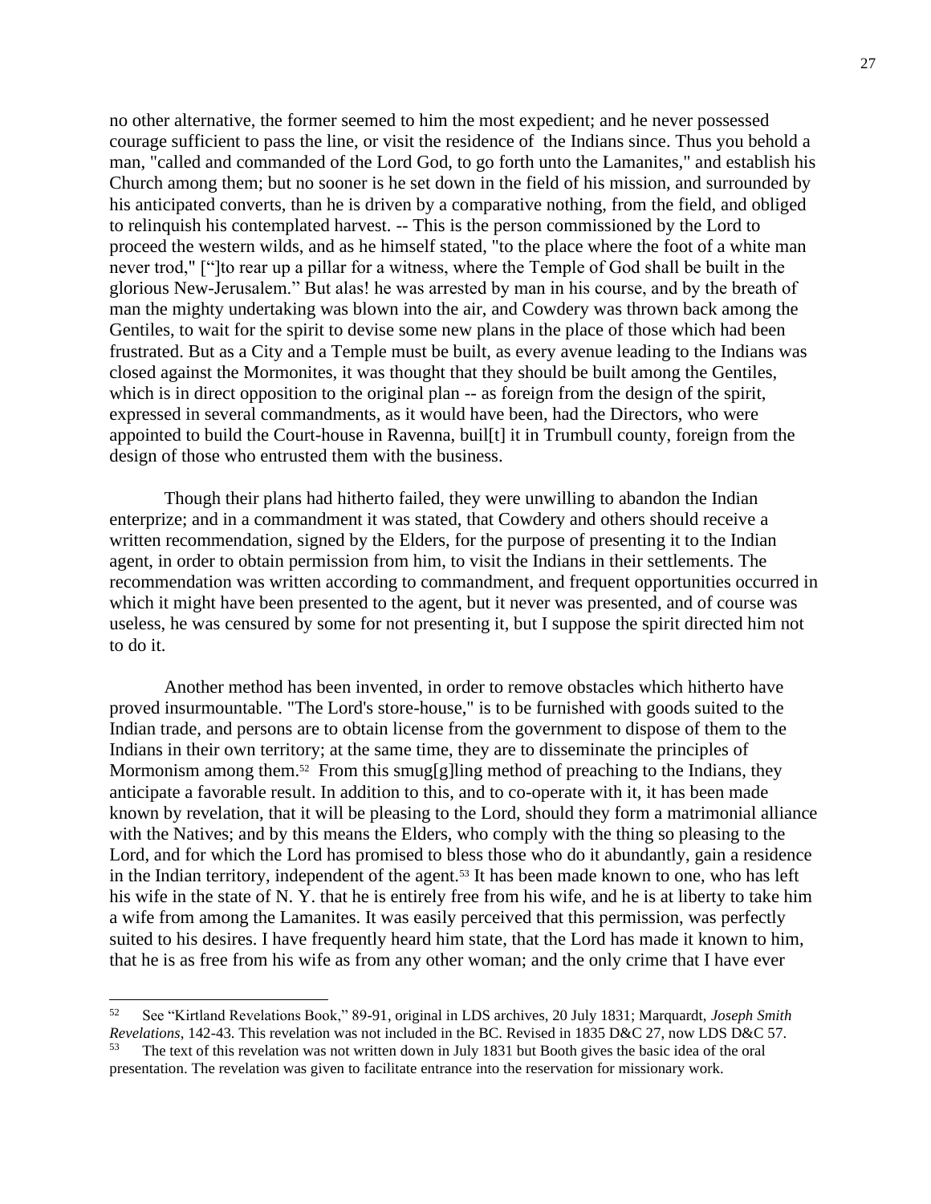no other alternative, the former seemed to him the most expedient; and he never possessed courage sufficient to pass the line, or visit the residence of the Indians since. Thus you behold a man, "called and commanded of the Lord God, to go forth unto the Lamanites," and establish his Church among them; but no sooner is he set down in the field of his mission, and surrounded by his anticipated converts, than he is driven by a comparative nothing, from the field, and obliged to relinquish his contemplated harvest. -- This is the person commissioned by the Lord to proceed the western wilds, and as he himself stated, "to the place where the foot of a white man never trod," [“]to rear up a pillar for a witness, where the Temple of God shall be built in the glorious New-Jerusalem.” But alas! he was arrested by man in his course, and by the breath of man the mighty undertaking was blown into the air, and Cowdery was thrown back among the Gentiles, to wait for the spirit to devise some new plans in the place of those which had been frustrated. But as a City and a Temple must be built, as every avenue leading to the Indians was closed against the Mormonites, it was thought that they should be built among the Gentiles, which is in direct opposition to the original plan -- as foreign from the design of the spirit, expressed in several commandments, as it would have been, had the Directors, who were appointed to build the Court-house in Ravenna, buil[t] it in Trumbull county, foreign from the design of those who entrusted them with the business.

Though their plans had hitherto failed, they were unwilling to abandon the Indian enterprize; and in a commandment it was stated, that Cowdery and others should receive a written recommendation, signed by the Elders, for the purpose of presenting it to the Indian agent, in order to obtain permission from him, to visit the Indians in their settlements. The recommendation was written according to commandment, and frequent opportunities occurred in which it might have been presented to the agent, but it never was presented, and of course was useless, he was censured by some for not presenting it, but I suppose the spirit directed him not to do it.

Another method has been invented, in order to remove obstacles which hitherto have proved insurmountable. "The Lord's store-house," is to be furnished with goods suited to the Indian trade, and persons are to obtain license from the government to dispose of them to the Indians in their own territory; at the same time, they are to disseminate the principles of Mormonism among them.[52] From this smug[g]ling method of preaching to the Indians, they anticipate a favorable result. In addition to this, and to co-operate with it, it has been made known by revelation, that it will be pleasing to the Lord, should they form a matrimonial alliance with the Natives; and by this means the Elders, who comply with the thing so pleasing to the Lord, and for which the Lord has promised to bless those who do it abundantly, gain a residence in the Indian territory, independent of the agent.[53] It has been made known to one, who has left his wife in the state of N. Y. that he is entirely free from his wife, and he is at liberty to take him a wife from among the Lamanites. It was easily perceived that this permission, was perfectly suited to his desires. I have frequently heard him state, that the Lord has made it known to him, that he is as free from his wife as from any other woman; and the only crime that I have ever

---

52 See “Kirtland Revelations Book,” 89-91, original in LDS archives, 20 July 1831; Marquardt, *Joseph Smith Revelations*, 142-43. This revelation was not included in the BC. Revised in 1835 D&C 27, now LDS D&C 57.

53 The text of this revelation was not written down in July 1831 but Booth gives the basic idea of the oral presentation. The revelation was given to facilitate entrance into the reservation for missionary work.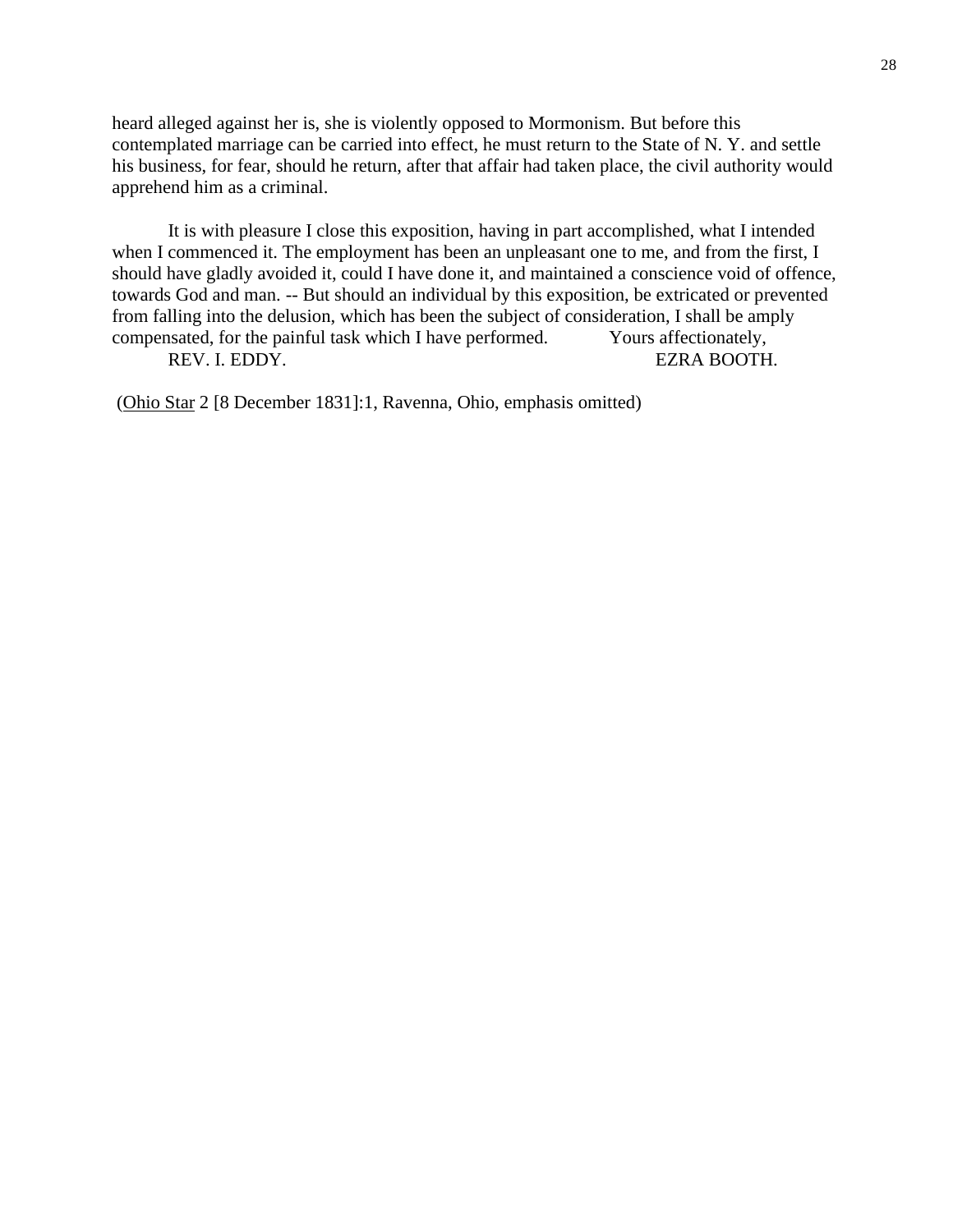heard alleged against her is, she is violently opposed to Mormonism. But before this contemplated marriage can be carried into effect, he must return to the State of N. Y. and settle his business, for fear, should he return, after that affair had taken place, the civil authority would apprehend him as a criminal.

It is with pleasure I close this exposition, having in part accomplished, what I intended when I commenced it. The employment has been an unpleasant one to me, and from the first, I should have gladly avoided it, could I have done it, and maintained a conscience void of offence, towards God and man. -- But should an individual by this exposition, be extricated or prevented from falling into the delusion, which has been the subject of consideration, I shall be amply compensated, for the painful task which I have performed. Yours affectionately,

REV. I. EDDY. EZRA BOOTH.

(Ohio Star 2 [8 December 1831]:1, Ravenna, Ohio, emphasis omitted)